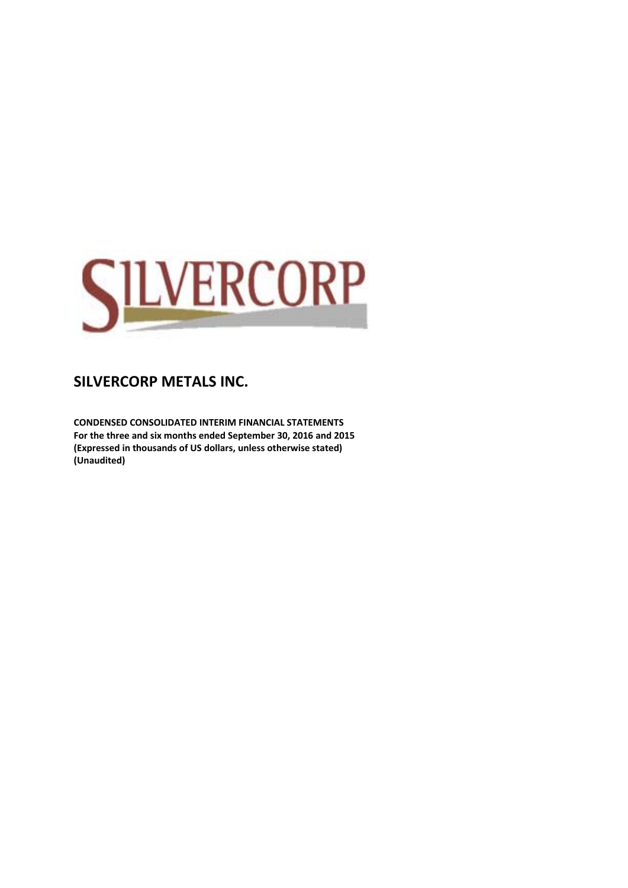# SILVERCORP METALS INC.

**CONDENSED CONSOLIDATED INTERIM FINANCIAL STATEMENTS**
**For the three and six months ended September 30, 2016 and 2015**
**(Expressed in thousands of US dollars, unless otherwise stated)**
**(Unaudited)**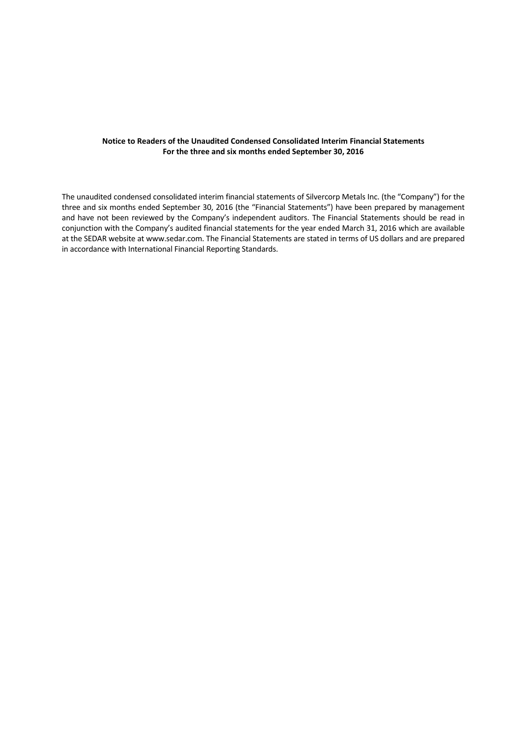**Notice to Readers of the Unaudited Condensed Consolidated Interim Financial Statements**
**For the three and six months ended September 30, 2016**

The unaudited condensed consolidated interim financial statements of Silvercorp Metals Inc. (the "Company") for the three and six months ended September 30, 2016 (the "Financial Statements") have been prepared by management and have not been reviewed by the Company's independent auditors. The Financial Statements should be read in conjunction with the Company's audited financial statements for the year ended March 31, 2016 which are available at the SEDAR website at www.sedar.com. The Financial Statements are stated in terms of US dollars and are prepared in accordance with International Financial Reporting Standards.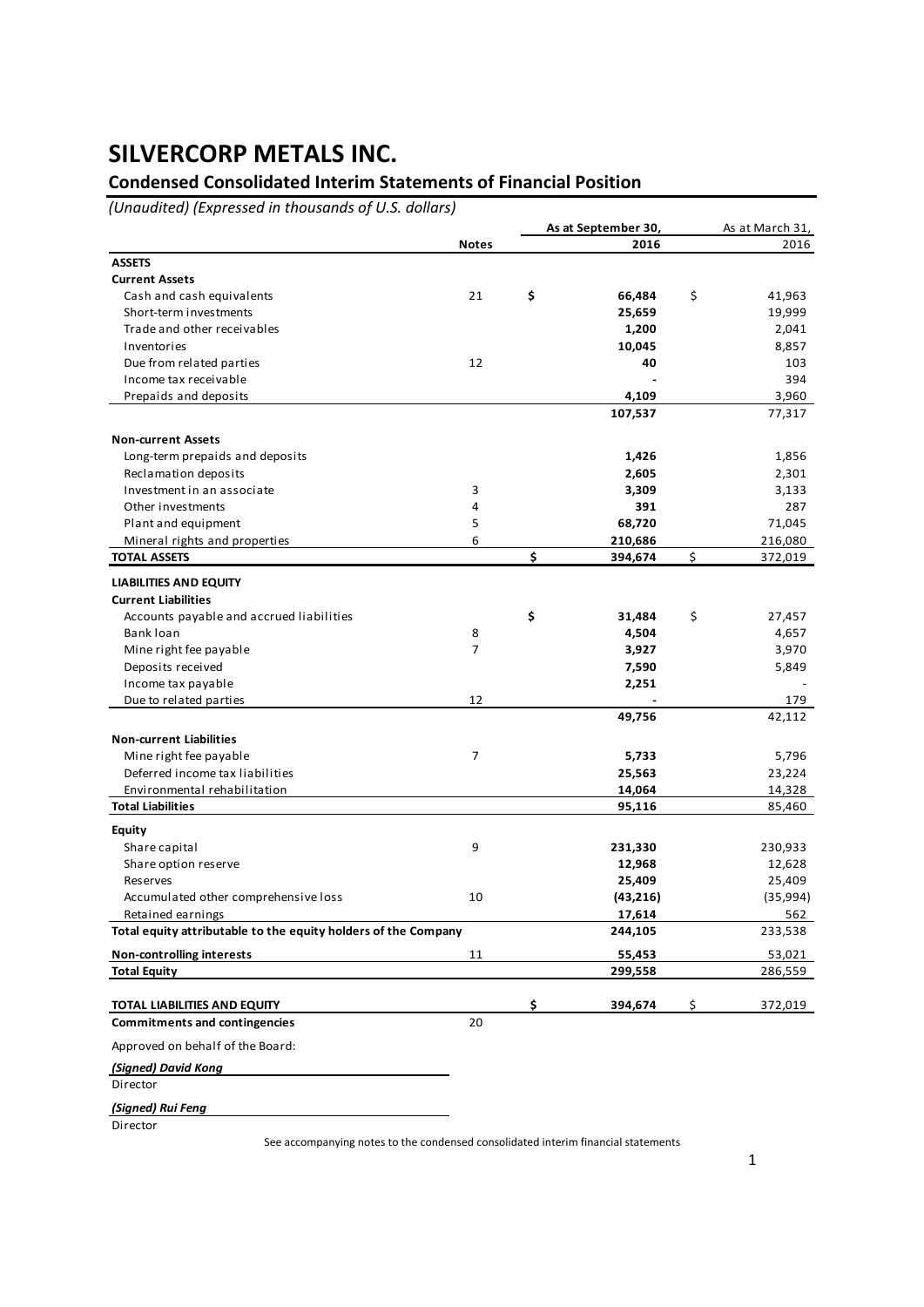# SILVERCORP METALS INC.

## Condensed Consolidated Interim Statements of Financial Position

*(Unaudited) (Expressed in thousands of U.S. dollars)*

| | Notes | As at September 30, 2016 | As at March 31, 2016 |
|---|---|---|---|
| **ASSETS** | | | |
| **Current Assets** | | | |
| Cash and cash equivalents | 21 | **$ 66,484** | $ 41,963 |
| Short-term investments | | **25,659** | 19,999 |
| Trade and other receivables | | **1,200** | 2,041 |
| Inventories | | **10,045** | 8,857 |
| Due from related parties | 12 | **40** | 103 |
| Income tax receivable | | **-** | 394 |
| Prepaids and deposits | | **4,109** | 3,960 |
| | | **107,537** | 77,317 |
| **Non-current Assets** | | | |
| Long-term prepaids and deposits | | **1,426** | 1,856 |
| Reclamation deposits | | **2,605** | 2,301 |
| Investment in an associate | 3 | **3,309** | 3,133 |
| Other investments | 4 | **391** | 287 |
| Plant and equipment | 5 | **68,720** | 71,045 |
| Mineral rights and properties | 6 | **210,686** | 216,080 |
| **TOTAL ASSETS** | | **$ 394,674** | $ 372,019 |
| **LIABILITIES AND EQUITY** | | | |
| **Current Liabilities** | | | |
| Accounts payable and accrued liabilities | | **$ 31,484** | $ 27,457 |
| Bank loan | 8 | **4,504** | 4,657 |
| Mine right fee payable | 7 | **3,927** | 3,970 |
| Deposits received | | **7,590** | 5,849 |
| Income tax payable | | **2,251** | - |
| Due to related parties | 12 | **-** | 179 |
| | | **49,756** | 42,112 |
| **Non-current Liabilities** | | | |
| Mine right fee payable | 7 | **5,733** | 5,796 |
| Deferred income tax liabilities | | **25,563** | 23,224 |
| Environmental rehabilitation | | **14,064** | 14,328 |
| **Total Liabilities** | | **95,116** | 85,460 |
| **Equity** | | | |
| Share capital | 9 | **231,330** | 230,933 |
| Share option reserve | | **12,968** | 12,628 |
| Reserves | | **25,409** | 25,409 |
| Accumulated other comprehensive loss | 10 | **(43,216)** | (35,994) |
| Retained earnings | | **17,614** | 562 |
| **Total equity attributable to the equity holders of the Company** | | **244,105** | 233,538 |
| **Non-controlling interests** | 11 | **55,453** | 53,021 |
| **Total Equity** | | **299,558** | 286,559 |
| **TOTAL LIABILITIES AND EQUITY** | | **$ 394,674** | $ 372,019 |
| **Commitments and contingencies** | 20 | | |

Approved on behalf of the Board:

***(Signed) David Kong***
Director

***(Signed) Rui Feng***
Director

See accompanying notes to the condensed consolidated interim financial statements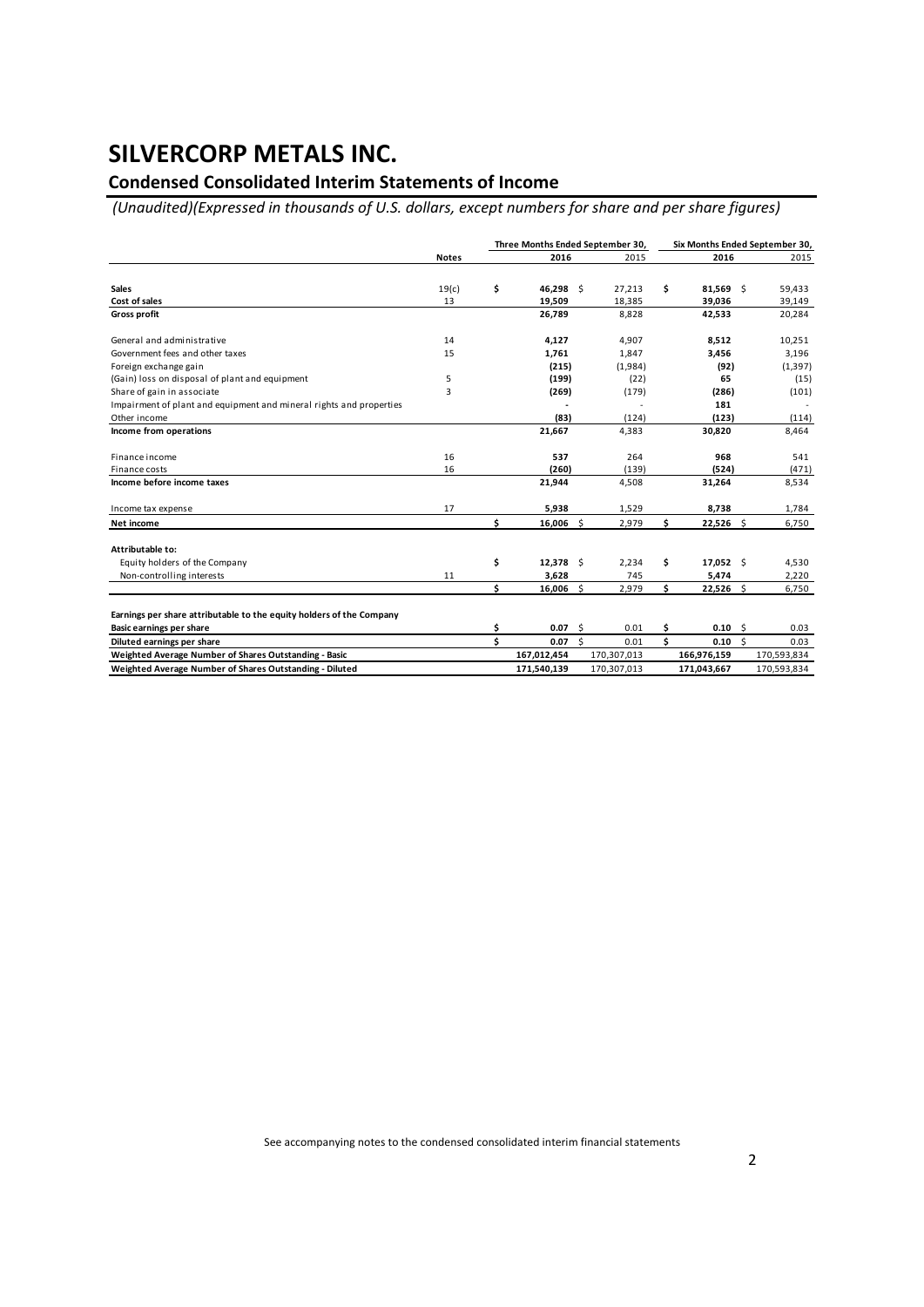# SILVERCORP METALS INC.

## Condensed Consolidated Interim Statements of Income

*(Unaudited)(Expressed in thousands of U.S. dollars, except numbers for share and per share figures)*

| | Notes | Three Months Ended September 30, | | Six Months Ended September 30, | |
|---|---|---|---|---|---|
| | | **2016** | 2015 | **2016** | 2015 |
| **Sales** | 19(c) | **$ 46,298** | $ 27,213 | **$ 81,569** | $ 59,433 |
| **Cost of sales** | 13 | **19,509** | 18,385 | **39,036** | 39,149 |
| **Gross profit** | | **26,789** | 8,828 | **42,533** | 20,284 |
| General and administrative | 14 | **4,127** | 4,907 | **8,512** | 10,251 |
| Government fees and other taxes | 15 | **1,761** | 1,847 | **3,456** | 3,196 |
| Foreign exchange gain | | **(215)** | (1,984) | **(92)** | (1,397) |
| (Gain) loss on disposal of plant and equipment | 5 | **(199)** | (22) | **65** | (15) |
| Share of gain in associate | 3 | **(269)** | (179) | **(286)** | (101) |
| Impairment of plant and equipment and mineral rights and properties | | **-** | - | **181** | - |
| Other income | | **(83)** | (124) | **(123)** | (114) |
| **Income from operations** | | **21,667** | 4,383 | **30,820** | 8,464 |
| Finance income | 16 | **537** | 264 | **968** | 541 |
| Finance costs | 16 | **(260)** | (139) | **(524)** | (471) |
| **Income before income taxes** | | **21,944** | 4,508 | **31,264** | 8,534 |
| Income tax expense | 17 | **5,938** | 1,529 | **8,738** | 1,784 |
| **Net income** | | **$ 16,006** | $ 2,979 | **$ 22,526** | $ 6,750 |
| **Attributable to:** | | | | | |
| Equity holders of the Company | | **$ 12,378** | $ 2,234 | **$ 17,052** | $ 4,530 |
| Non-controlling interests | 11 | **3,628** | 745 | **5,474** | 2,220 |
| | | **$ 16,006** | $ 2,979 | **$ 22,526** | $ 6,750 |
| **Earnings per share attributable to the equity holders of the Company** | | | | | |
| **Basic earnings per share** | | **$ 0.07** | $ 0.01 | **$ 0.10** | $ 0.03 |
| **Diluted earnings per share** | | **$ 0.07** | $ 0.01 | **$ 0.10** | $ 0.03 |
| **Weighted Average Number of Shares Outstanding - Basic** | | **167,012,454** | 170,307,013 | **166,976,159** | 170,593,834 |
| **Weighted Average Number of Shares Outstanding - Diluted** | | **171,540,139** | 170,307,013 | **171,043,667** | 170,593,834 |

See accompanying notes to the condensed consolidated interim financial statements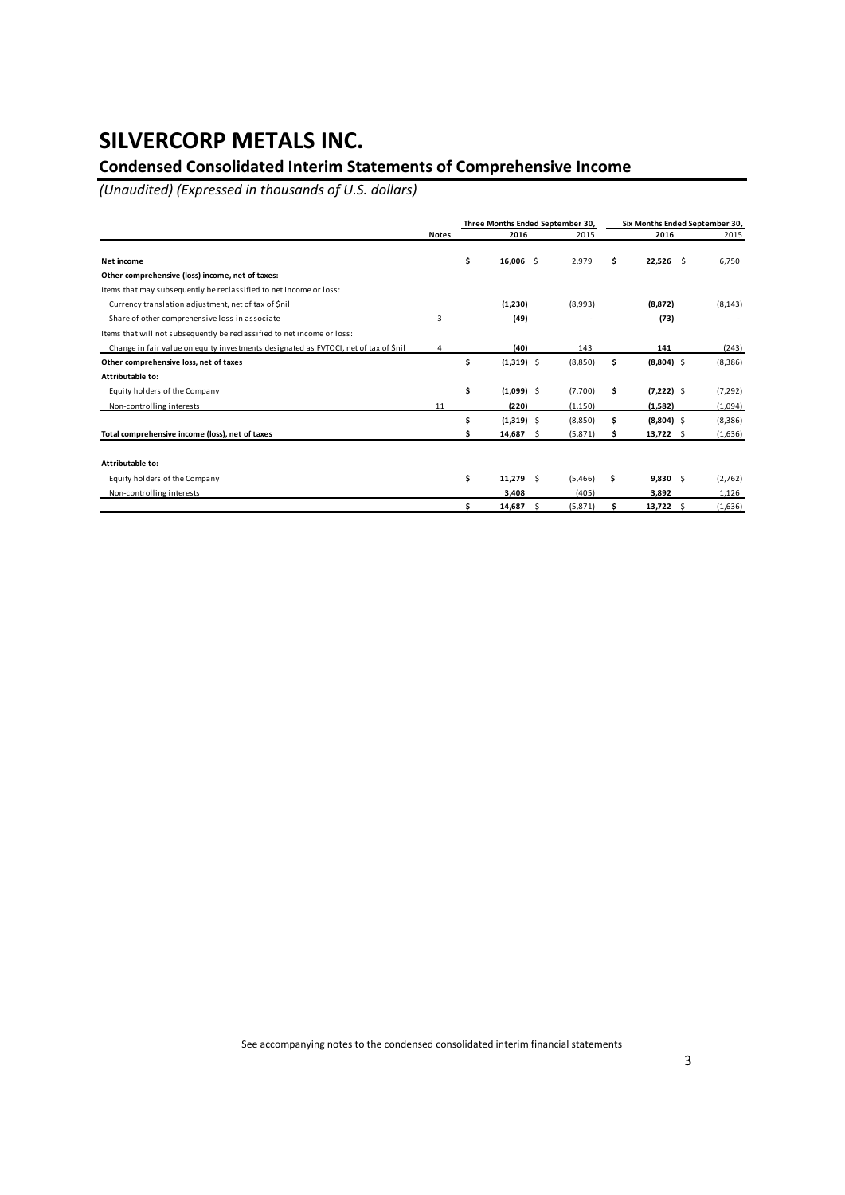# SILVERCORP METALS INC.

## Condensed Consolidated Interim Statements of Comprehensive Income

*(Unaudited) (Expressed in thousands of U.S. dollars)*

| | Notes | Three Months Ended September 30, 2016 | Three Months Ended September 30, 2015 | Six Months Ended September 30, 2016 | Six Months Ended September 30, 2015 |
|---|---|---|---|---|---|
| **Net income** | | **$ 16,006** | $ 2,979 | **$ 22,526** | $ 6,750 |
| **Other comprehensive (loss) income, net of taxes:** | | | | | |
| Items that may subsequently be reclassified to net income or loss: | | | | | |
| Currency translation adjustment, net of tax of $nil | | **(1,230)** | (8,993) | **(8,872)** | (8,143) |
| Share of other comprehensive loss in associate | 3 | **(49)** | - | **(73)** | - |
| Items that will not subsequently be reclassified to net income or loss: | | | | | |
| Change in fair value on equity investments designated as FVTOCI, net of tax of $nil | 4 | **(40)** | 143 | **141** | (243) |
| **Other comprehensive loss, net of taxes** | | **$ (1,319)** | $ (8,850) | **$ (8,804)** | $ (8,386) |
| **Attributable to:** | | | | | |
| Equity holders of the Company | | **$ (1,099)** | $ (7,700) | **$ (7,222)** | $ (7,292) |
| Non-controlling interests | 11 | **(220)** | (1,150) | **(1,582)** | (1,094) |
| | | **$ (1,319)** | $ (8,850) | **$ (8,804)** | $ (8,386) |
| **Total comprehensive income (loss), net of taxes** | | **$ 14,687** | $ (5,871) | **$ 13,722** | $ (1,636) |
| | | | | | |
| **Attributable to:** | | | | | |
| Equity holders of the Company | | **$ 11,279** | $ (5,466) | **$ 9,830** | $ (2,762) |
| Non-controlling interests | | **3,408** | (405) | **3,892** | 1,126 |
| | | **$ 14,687** | $ (5,871) | **$ 13,722** | $ (1,636) |

See accompanying notes to the condensed consolidated interim financial statements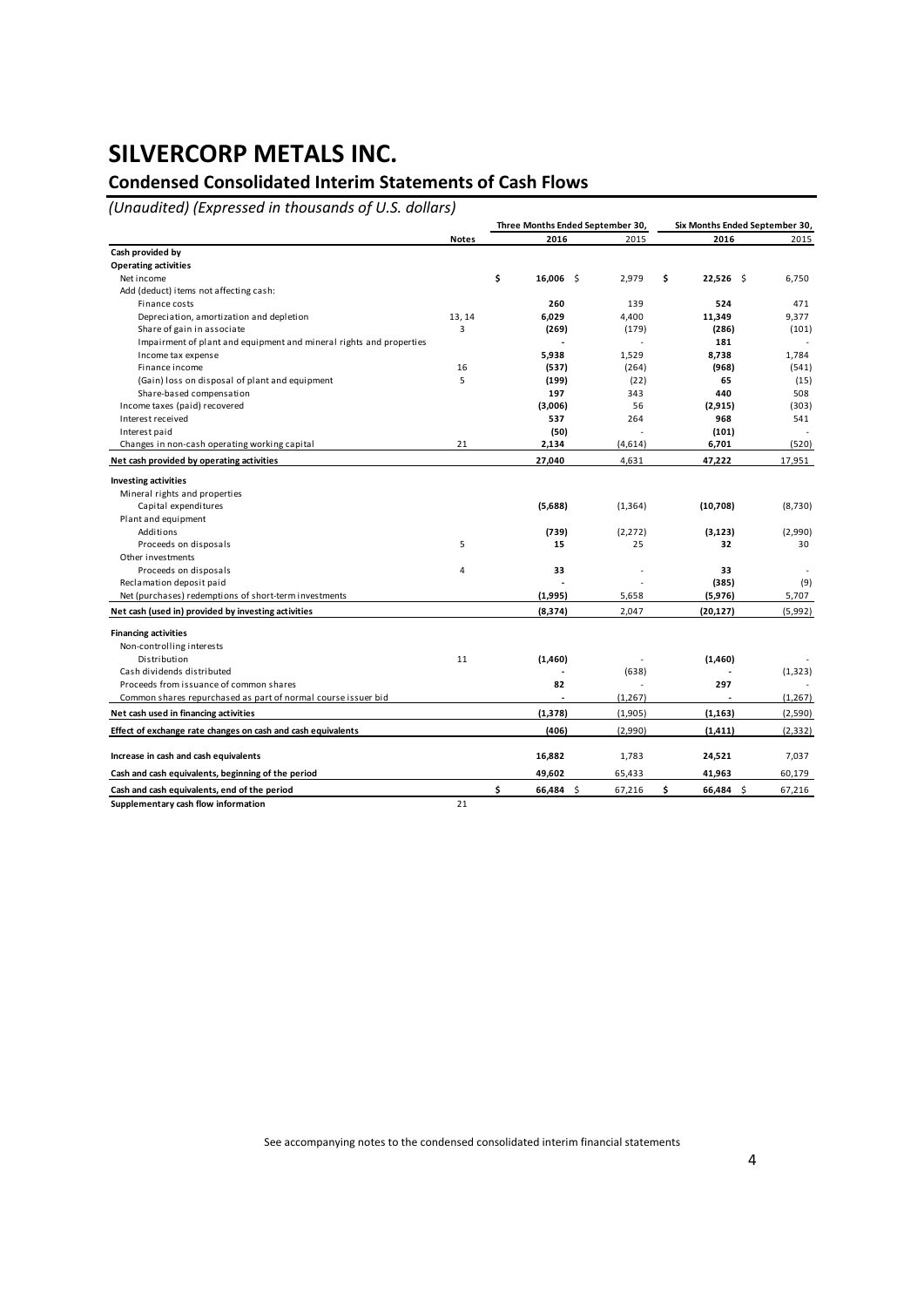# SILVERCORP METALS INC.

## Condensed Consolidated Interim Statements of Cash Flows

*(Unaudited) (Expressed in thousands of U.S. dollars)*

| | | Three Months Ended September 30, | | Six Months Ended September 30, | |
|---|---|---|---|---|---|
| | **Notes** | **2016** | 2015 | **2016** | 2015 |
| **Cash provided by** | | | | | |
| **Operating activities** | | | | | |
| Net income | | **$ 16,006** | $ 2,979 | **$ 22,526** | $ 6,750 |
| Add (deduct) items not affecting cash: | | | | | |
| Finance costs | | **260** | 139 | **524** | 471 |
| Depreciation, amortization and depletion | 13, 14 | **6,029** | 4,400 | **11,349** | 9,377 |
| Share of gain in associate | 3 | **(269)** | (179) | **(286)** | (101) |
| Impairment of plant and equipment and mineral rights and properties | | **-** | - | **181** | - |
| Income tax expense | | **5,938** | 1,529 | **8,738** | 1,784 |
| Finance income | 16 | **(537)** | (264) | **(968)** | (541) |
| (Gain) loss on disposal of plant and equipment | 5 | **(199)** | (22) | **65** | (15) |
| Share-based compensation | | **197** | 343 | **440** | 508 |
| Income taxes (paid) recovered | | **(3,006)** | 56 | **(2,915)** | (303) |
| Interest received | | **537** | 264 | **968** | 541 |
| Interest paid | | **(50)** | - | **(101)** | - |
| Changes in non-cash operating working capital | 21 | **2,134** | (4,614) | **6,701** | (520) |
| **Net cash provided by operating activities** | | **27,040** | 4,631 | **47,222** | 17,951 |
| **Investing activities** | | | | | |
| Mineral rights and properties | | | | | |
| Capital expenditures | | **(5,688)** | (1,364) | **(10,708)** | (8,730) |
| Plant and equipment | | | | | |
| Additions | | **(739)** | (2,272) | **(3,123)** | (2,990) |
| Proceeds on disposals | 5 | **15** | 25 | **32** | 30 |
| Other investments | | | | | |
| Proceeds on disposals | 4 | **33** | - | **33** | - |
| Reclamation deposit paid | | **-** | - | **(385)** | (9) |
| Net (purchases) redemptions of short-term investments | | **(1,995)** | 5,658 | **(5,976)** | 5,707 |
| **Net cash (used in) provided by investing activities** | | **(8,374)** | 2,047 | **(20,127)** | (5,992) |
| **Financing activities** | | | | | |
| Non-controlling interests | | | | | |
| Distribution | 11 | **(1,460)** | - | **(1,460)** | - |
| Cash dividends distributed | | **-** | (638) | **-** | (1,323) |
| Proceeds from issuance of common shares | | **82** | - | **297** | - |
| Common shares repurchased as part of normal course issuer bid | | **-** | (1,267) | **-** | (1,267) |
| **Net cash used in financing activities** | | **(1,378)** | (1,905) | **(1,163)** | (2,590) |
| **Effect of exchange rate changes on cash and cash equivalents** | | **(406)** | (2,990) | **(1,411)** | (2,332) |
| **Increase in cash and cash equivalents** | | **16,882** | 1,783 | **24,521** | 7,037 |
| **Cash and cash equivalents, beginning of the period** | | **49,602** | 65,433 | **41,963** | 60,179 |
| **Cash and cash equivalents, end of the period** | | **$ 66,484** | $ 67,216 | **$ 66,484** | $ 67,216 |
| **Supplementary cash flow information** | 21 | | | | |

See accompanying notes to the condensed consolidated interim financial statements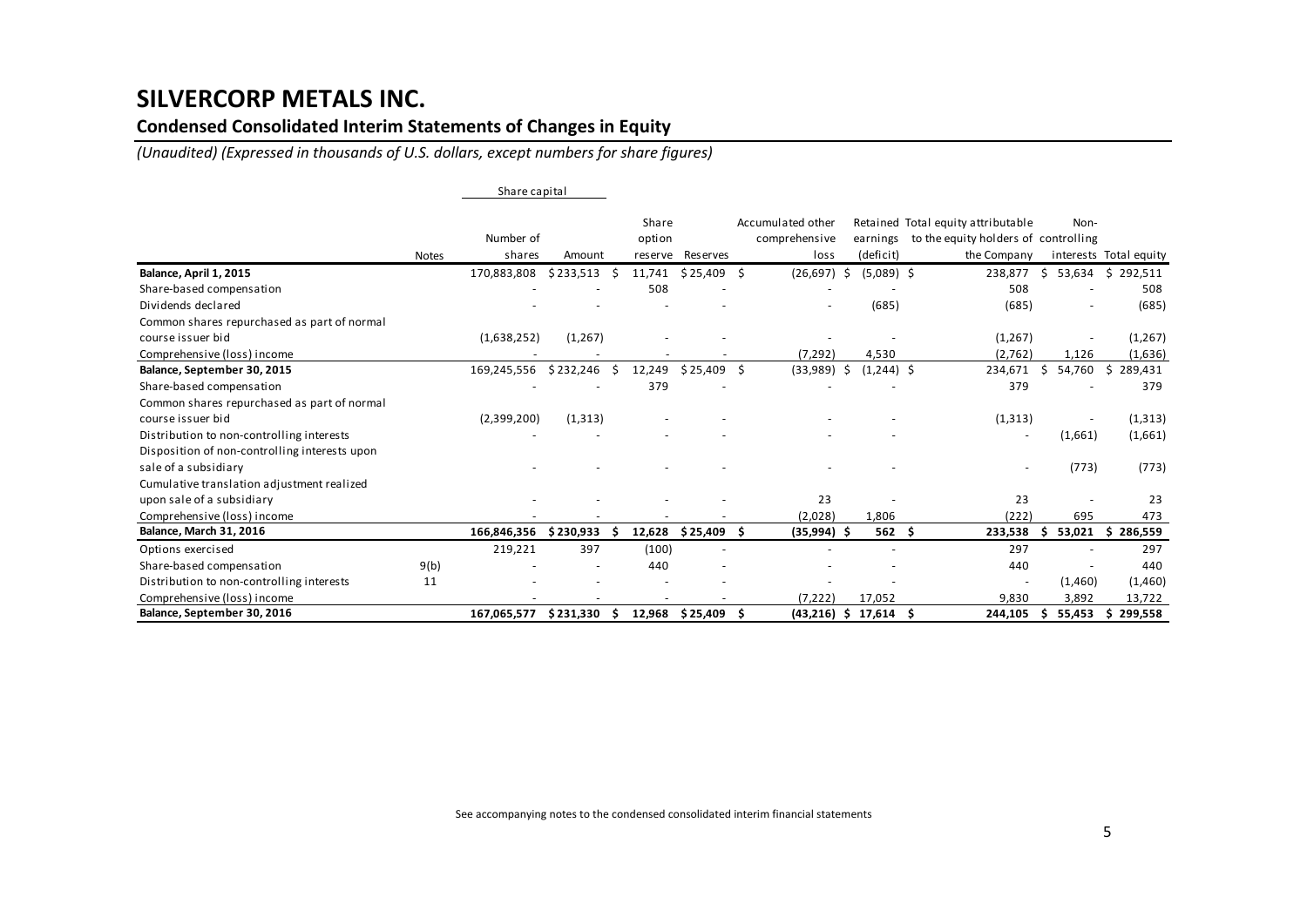# SILVERCORP METALS INC.

## Condensed Consolidated Interim Statements of Changes in Equity

*(Unaudited) (Expressed in thousands of U.S. dollars, except numbers for share figures)*

| | Notes | Share capital | | | | | | | | |
|---|---|---|---|---|---|---|---|---|---|---|
| | | Number of shares | Amount | Share option reserve | Reserves | Accumulated other comprehensive loss | Retained earnings (deficit) | Total equity attributable to the equity holders of the Company | Non-controlling interests | Total equity |
| **Balance, April 1, 2015** | | 170,883,808 | $ 233,513 | $ 11,741 | $ 25,409 | $ (26,697) | $ (5,089) | $ 238,877 | $ 53,634 | $ 292,511 |
| Share-based compensation | | - | - | 508 | - | - | - | 508 | - | 508 |
| Dividends declared | | - | - | - | - | - | (685) | (685) | - | (685) |
| Common shares repurchased as part of normal course issuer bid | | (1,638,252) | (1,267) | - | - | - | - | (1,267) | - | (1,267) |
| Comprehensive (loss) income | | - | - | - | - | (7,292) | 4,530 | (2,762) | 1,126 | (1,636) |
| **Balance, September 30, 2015** | | 169,245,556 | $ 232,246 | $ 12,249 | $ 25,409 | $ (33,989) | $ (1,244) | $ 234,671 | $ 54,760 | $ 289,431 |
| Share-based compensation | | - | - | 379 | - | - | - | 379 | - | 379 |
| Common shares repurchased as part of normal course issuer bid | | (2,399,200) | (1,313) | - | - | - | - | (1,313) | - | (1,313) |
| Distribution to non-controlling interests | | - | - | - | - | - | - | - | (1,661) | (1,661) |
| Disposition of non-controlling interests upon sale of a subsidiary | | - | - | - | - | - | - | - | (773) | (773) |
| Cumulative translation adjustment realized upon sale of a subsidiary | | - | - | - | - | 23 | - | 23 | - | 23 |
| Comprehensive (loss) income | | - | - | - | - | (2,028) | 1,806 | (222) | 695 | 473 |
| **Balance, March 31, 2016** | | **166,846,356** | **$ 230,933** | **$ 12,628** | **$ 25,409** | **$ (35,994)** | **$ 562** | **$ 233,538** | **$ 53,021** | **$ 286,559** |
| Options exercised | | 219,221 | 397 | (100) | - | - | - | 297 | - | 297 |
| Share-based compensation | 9(b) | - | - | 440 | - | - | - | 440 | - | 440 |
| Distribution to non-controlling interests | 11 | - | - | - | - | - | - | - | (1,460) | (1,460) |
| Comprehensive (loss) income | | - | - | - | - | (7,222) | 17,052 | 9,830 | 3,892 | 13,722 |
| **Balance, September 30, 2016** | | **167,065,577** | **$ 231,330** | **$ 12,968** | **$ 25,409** | **$ (43,216)** | **$ 17,614** | **$ 244,105** | **$ 55,453** | **$ 299,558** |

See accompanying notes to the condensed consolidated interim financial statements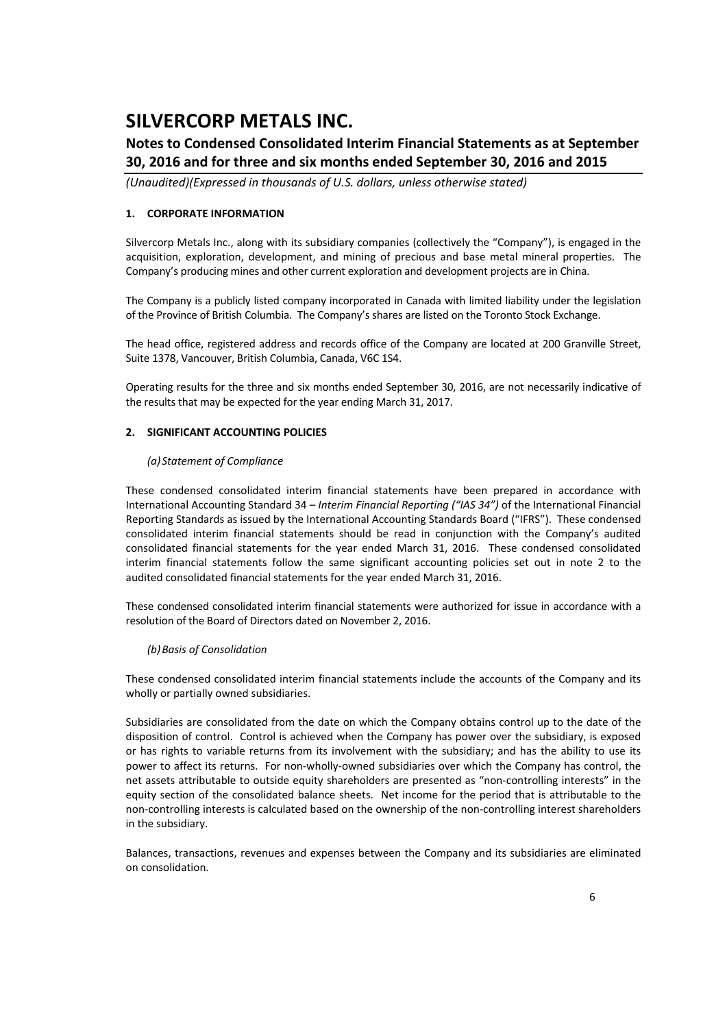# SILVERCORP METALS INC.

## Notes to Condensed Consolidated Interim Financial Statements as at September 30, 2016 and for three and six months ended September 30, 2016 and 2015

*(Unaudited)(Expressed in thousands of U.S. dollars, unless otherwise stated)*

### 1. CORPORATE INFORMATION

Silvercorp Metals Inc., along with its subsidiary companies (collectively the "Company"), is engaged in the acquisition, exploration, development, and mining of precious and base metal mineral properties. The Company's producing mines and other current exploration and development projects are in China.

The Company is a publicly listed company incorporated in Canada with limited liability under the legislation of the Province of British Columbia. The Company's shares are listed on the Toronto Stock Exchange.

The head office, registered address and records office of the Company are located at 200 Granville Street, Suite 1378, Vancouver, British Columbia, Canada, V6C 1S4.

Operating results for the three and six months ended September 30, 2016, are not necessarily indicative of the results that may be expected for the year ending March 31, 2017.

### 2. SIGNIFICANT ACCOUNTING POLICIES

*(a) Statement of Compliance*

These condensed consolidated interim financial statements have been prepared in accordance with International Accounting Standard 34 – *Interim Financial Reporting ("IAS 34")* of the International Financial Reporting Standards as issued by the International Accounting Standards Board ("IFRS"). These condensed consolidated interim financial statements should be read in conjunction with the Company's audited consolidated financial statements for the year ended March 31, 2016. These condensed consolidated interim financial statements follow the same significant accounting policies set out in note 2 to the audited consolidated financial statements for the year ended March 31, 2016.

These condensed consolidated interim financial statements were authorized for issue in accordance with a resolution of the Board of Directors dated on November 2, 2016.

*(b) Basis of Consolidation*

These condensed consolidated interim financial statements include the accounts of the Company and its wholly or partially owned subsidiaries.

Subsidiaries are consolidated from the date on which the Company obtains control up to the date of the disposition of control. Control is achieved when the Company has power over the subsidiary, is exposed or has rights to variable returns from its involvement with the subsidiary; and has the ability to use its power to affect its returns. For non-wholly-owned subsidiaries over which the Company has control, the net assets attributable to outside equity shareholders are presented as "non-controlling interests" in the equity section of the consolidated balance sheets. Net income for the period that is attributable to the non-controlling interests is calculated based on the ownership of the non-controlling interest shareholders in the subsidiary.

Balances, transactions, revenues and expenses between the Company and its subsidiaries are eliminated on consolidation.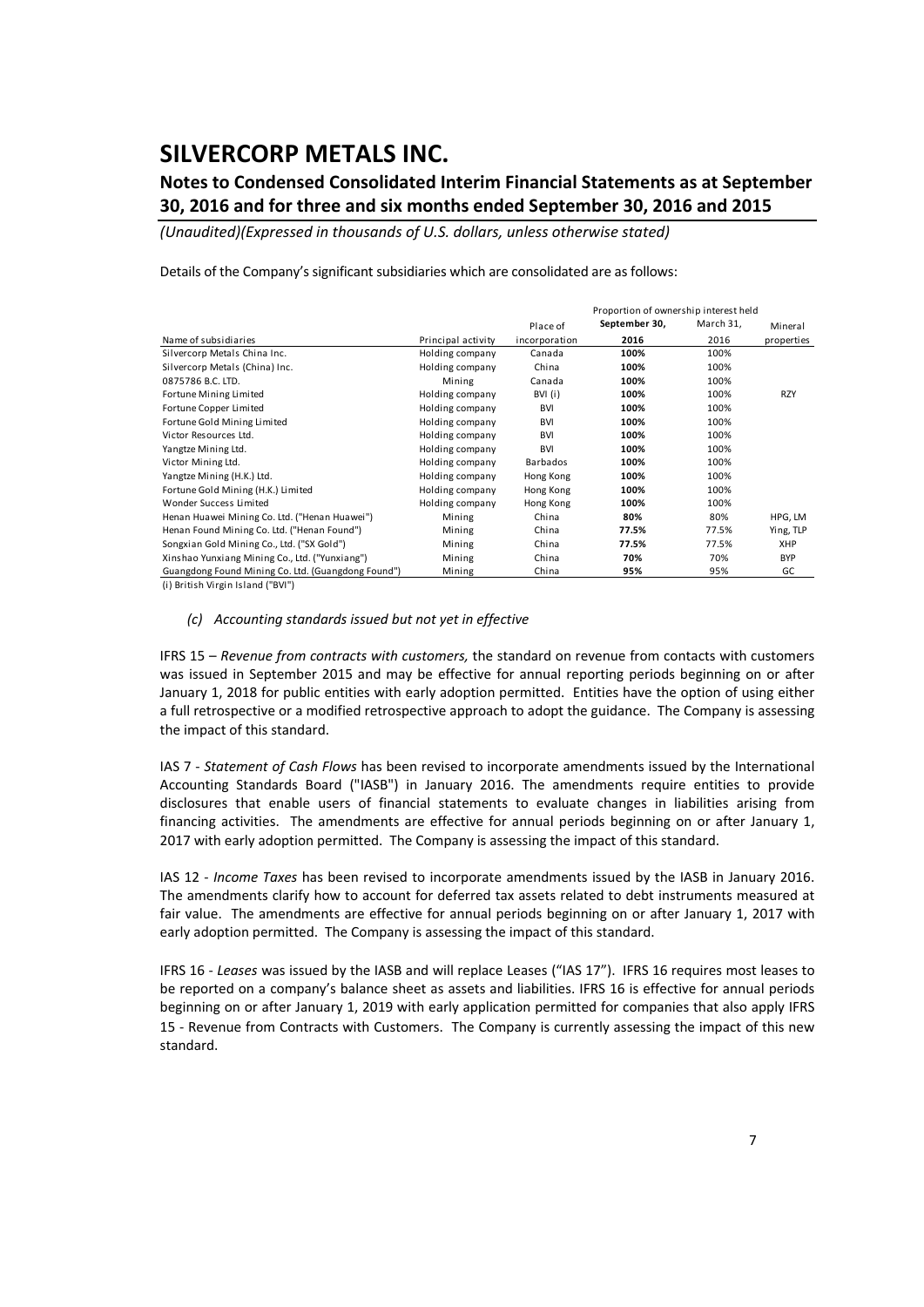Details of the Company's significant subsidiaries which are consolidated are as follows:

| | | | Proportion of ownership interest held | | |
|---|---|---|---|---|---|
| Name of subsidiaries | Principal activity | Place of incorporation | **September 30, 2016** | March 31, 2016 | Mineral properties |
| Silvercorp Metals China Inc. | Holding company | Canada | **100%** | 100% | |
| Silvercorp Metals (China) Inc. | Holding company | China | **100%** | 100% | |
| 0875786 B.C. LTD. | Mining | Canada | **100%** | 100% | |
| Fortune Mining Limited | Holding company | BVI (i) | **100%** | 100% | RZY |
| Fortune Copper Limited | Holding company | BVI | **100%** | 100% | |
| Fortune Gold Mining Limited | Holding company | BVI | **100%** | 100% | |
| Victor Resources Ltd. | Holding company | BVI | **100%** | 100% | |
| Yangtze Mining Ltd. | Holding company | BVI | **100%** | 100% | |
| Victor Mining Ltd. | Holding company | Barbados | **100%** | 100% | |
| Yangtze Mining (H.K.) Ltd. | Holding company | Hong Kong | **100%** | 100% | |
| Fortune Gold Mining (H.K.) Limited | Holding company | Hong Kong | **100%** | 100% | |
| Wonder Success Limited | Holding company | Hong Kong | **100%** | 100% | |
| Henan Huawei Mining Co. Ltd. ("Henan Huawei") | Mining | China | **80%** | 80% | HPG, LM |
| Henan Found Mining Co. Ltd. ("Henan Found") | Mining | China | **77.5%** | 77.5% | Ying, TLP |
| Songxian Gold Mining Co., Ltd. ("SX Gold") | Mining | China | **77.5%** | 77.5% | XHP |
| Xinshao Yunxiang Mining Co., Ltd. ("Yunxiang") | Mining | China | **70%** | 70% | BYP |
| Guangdong Found Mining Co. Ltd. (Guangdong Found") | Mining | China | **95%** | 95% | GC |

(i) British Virgin Island ("BVI")

*(c) Accounting standards issued but not yet in effective*

IFRS 15 – *Revenue from contracts with customers,* the standard on revenue from contacts with customers was issued in September 2015 and may be effective for annual reporting periods beginning on or after January 1, 2018 for public entities with early adoption permitted. Entities have the option of using either a full retrospective or a modified retrospective approach to adopt the guidance. The Company is assessing the impact of this standard.

IAS 7 - *Statement of Cash Flows* has been revised to incorporate amendments issued by the International Accounting Standards Board ("IASB") in January 2016. The amendments require entities to provide disclosures that enable users of financial statements to evaluate changes in liabilities arising from financing activities. The amendments are effective for annual periods beginning on or after January 1, 2017 with early adoption permitted. The Company is assessing the impact of this standard.

IAS 12 - *Income Taxes* has been revised to incorporate amendments issued by the IASB in January 2016. The amendments clarify how to account for deferred tax assets related to debt instruments measured at fair value. The amendments are effective for annual periods beginning on or after January 1, 2017 with early adoption permitted. The Company is assessing the impact of this standard.

IFRS 16 - *Leases* was issued by the IASB and will replace Leases ("IAS 17"). IFRS 16 requires most leases to be reported on a company's balance sheet as assets and liabilities. IFRS 16 is effective for annual periods beginning on or after January 1, 2019 with early application permitted for companies that also apply IFRS 15 - Revenue from Contracts with Customers. The Company is currently assessing the impact of this new standard.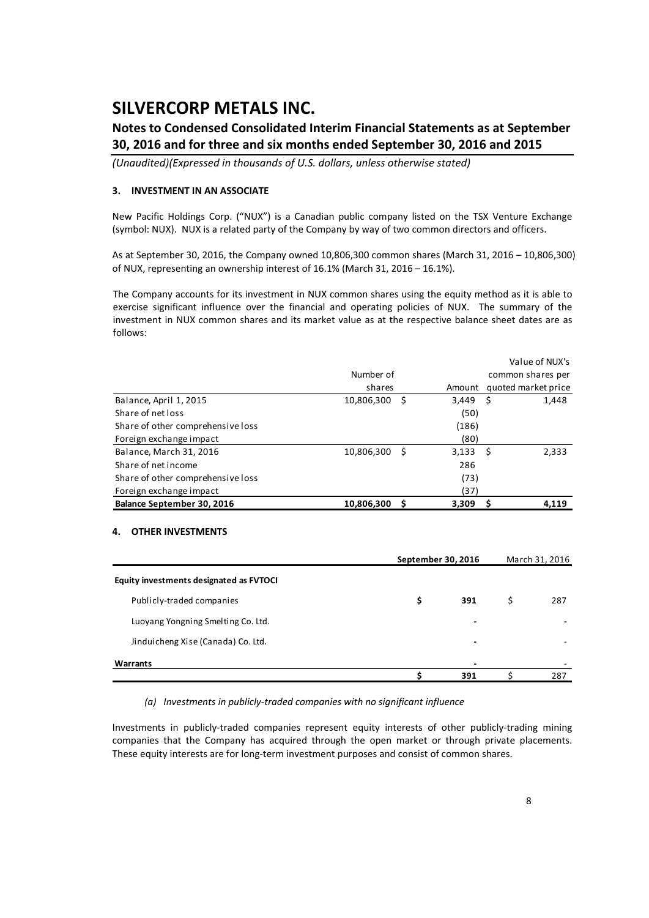# SILVERCORP METALS INC.

## Notes to Condensed Consolidated Interim Financial Statements as at September 30, 2016 and for three and six months ended September 30, 2016 and 2015

*(Unaudited)(Expressed in thousands of U.S. dollars, unless otherwise stated)*

### 3. INVESTMENT IN AN ASSOCIATE

New Pacific Holdings Corp. ("NUX") is a Canadian public company listed on the TSX Venture Exchange (symbol: NUX). NUX is a related party of the Company by way of two common directors and officers.

As at September 30, 2016, the Company owned 10,806,300 common shares (March 31, 2016 – 10,806,300) of NUX, representing an ownership interest of 16.1% (March 31, 2016 – 16.1%).

The Company accounts for its investment in NUX common shares using the equity method as it is able to exercise significant influence over the financial and operating policies of NUX. The summary of the investment in NUX common shares and its market value as at the respective balance sheet dates are as follows:

| | Number of shares | Amount | Value of NUX's common shares per quoted market price |
|---|---|---|---|
| Balance, April 1, 2015 | 10,806,300 | $ 3,449 | $ 1,448 |
| Share of net loss | | (50) | |
| Share of other comprehensive loss | | (186) | |
| Foreign exchange impact | | (80) | |
| Balance, March 31, 2016 | 10,806,300 | $ 3,133 | $ 2,333 |
| Share of net income | | 286 | |
| Share of other comprehensive loss | | (73) | |
| Foreign exchange impact | | (37) | |
| **Balance September 30, 2016** | **10,806,300** | **$ 3,309** | **$ 4,119** |

### 4. OTHER INVESTMENTS

| | **September 30, 2016** | March 31, 2016 |
|---|---|---|
| **Equity investments designated as FVTOCI** | | |
| Publicly-traded companies | **$ 391** | $ 287 |
| Luoyang Yongning Smelting Co. Ltd. | **-** | - |
| Jinduicheng Xise (Canada) Co. Ltd. | **-** | - |
| **Warrants** | **-** | - |
| | **$ 391** | $ 287 |

*(a) Investments in publicly-traded companies with no significant influence*

Investments in publicly-traded companies represent equity interests of other publicly-trading mining companies that the Company has acquired through the open market or through private placements. These equity interests are for long-term investment purposes and consist of common shares.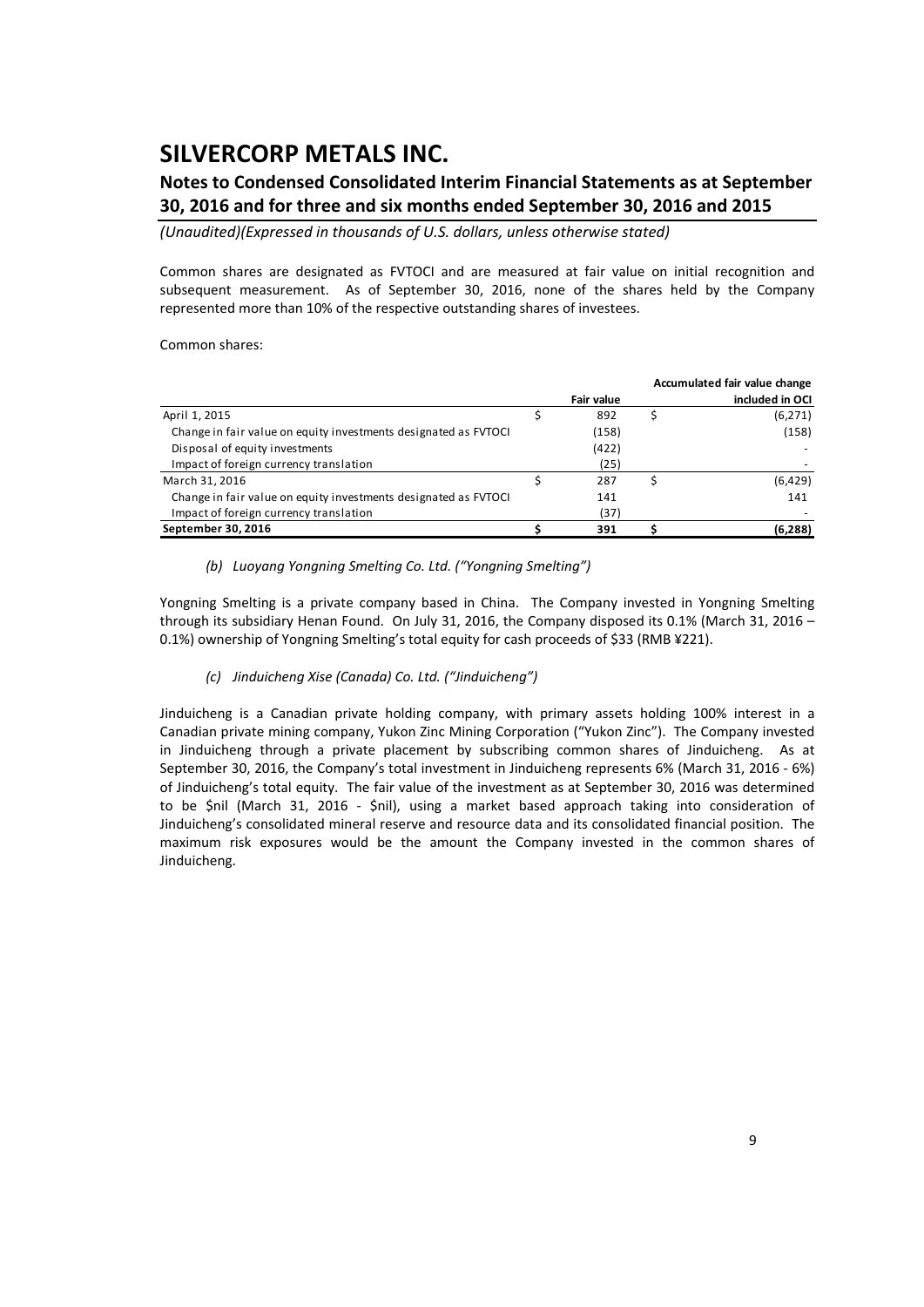Common shares are designated as FVTOCI and are measured at fair value on initial recognition and subsequent measurement. As of September 30, 2016, none of the shares held by the Company represented more than 10% of the respective outstanding shares of investees.

Common shares:

| | Fair value | Accumulated fair value change included in OCI |
|---|---|---|
| April 1, 2015 | $ 892 | $ (6,271) |
| Change in fair value on equity investments designated as FVTOCI | (158) | (158) |
| Disposal of equity investments | (422) | - |
| Impact of foreign currency translation | (25) | - |
| March 31, 2016 | $ 287 | $ (6,429) |
| Change in fair value on equity investments designated as FVTOCI | 141 | 141 |
| Impact of foreign currency translation | (37) | - |
| **September 30, 2016** | **$ 391** | **$ (6,288)** |

*(b) Luoyang Yongning Smelting Co. Ltd. ("Yongning Smelting")*

Yongning Smelting is a private company based in China. The Company invested in Yongning Smelting through its subsidiary Henan Found. On July 31, 2016, the Company disposed its 0.1% (March 31, 2016 – 0.1%) ownership of Yongning Smelting's total equity for cash proceeds of $33 (RMB ¥221).

*(c) Jinduicheng Xise (Canada) Co. Ltd. ("Jinduicheng")*

Jinduicheng is a Canadian private holding company, with primary assets holding 100% interest in a Canadian private mining company, Yukon Zinc Mining Corporation ("Yukon Zinc"). The Company invested in Jinduicheng through a private placement by subscribing common shares of Jinduicheng. As at September 30, 2016, the Company's total investment in Jinduicheng represents 6% (March 31, 2016 - 6%) of Jinduicheng's total equity. The fair value of the investment as at September 30, 2016 was determined to be $nil (March 31, 2016 - $nil), using a market based approach taking into consideration of Jinduicheng's consolidated mineral reserve and resource data and its consolidated financial position. The maximum risk exposures would be the amount the Company invested in the common shares of Jinduicheng.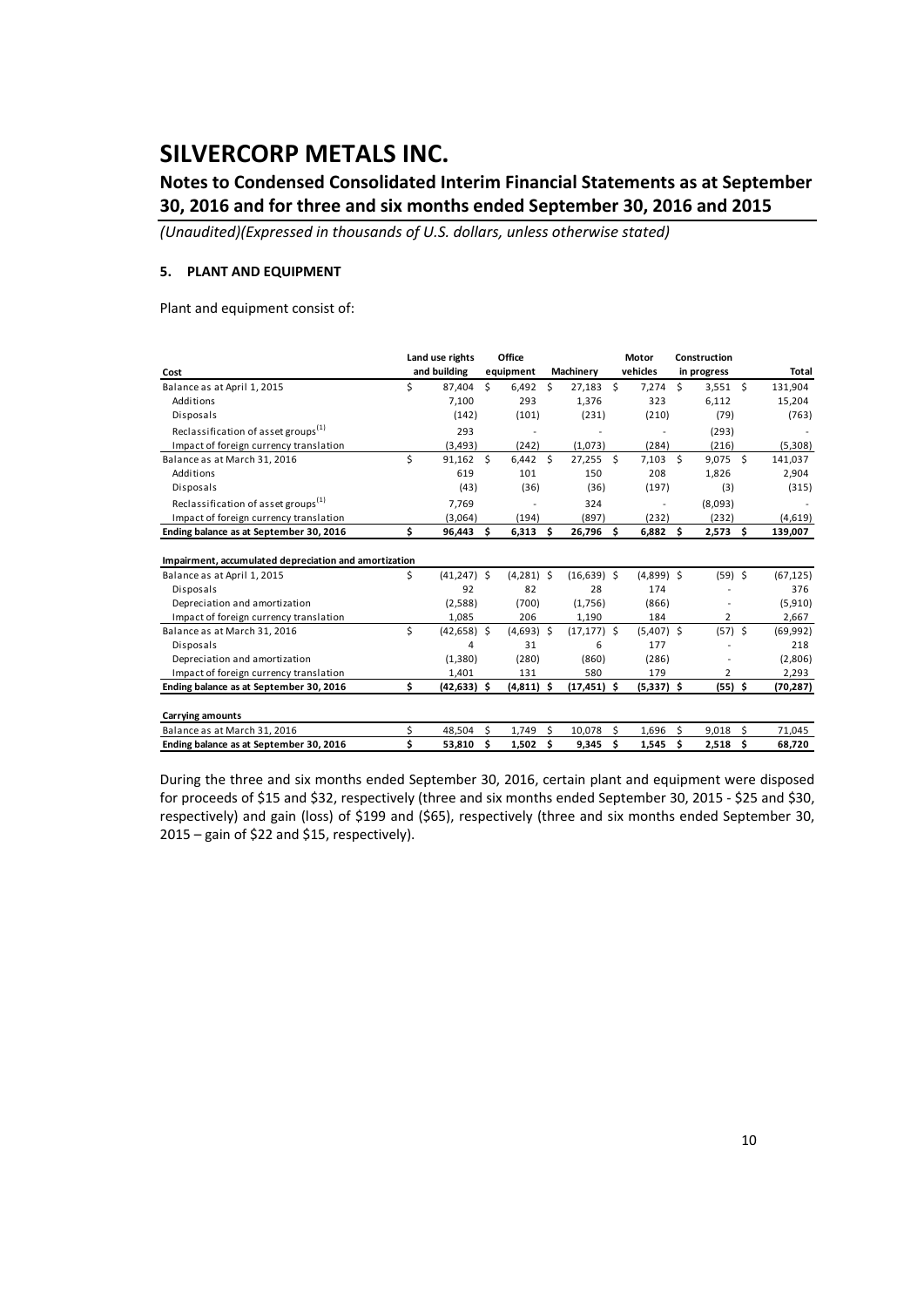# SILVERCORP METALS INC.

## Notes to Condensed Consolidated Interim Financial Statements as at September 30, 2016 and for three and six months ended September 30, 2016 and 2015

*(Unaudited)(Expressed in thousands of U.S. dollars, unless otherwise stated)*

### 5. PLANT AND EQUIPMENT

Plant and equipment consist of:

| Cost | Land use rights and building | Office equipment | Machinery | Motor vehicles | Construction in progress | Total |
|---|---|---|---|---|---|---|
| Balance as at April 1, 2015 | $ 87,404 | $ 6,492 | $ 27,183 | $ 7,274 | $ 3,551 | $ 131,904 |
| Additions | 7,100 | 293 | 1,376 | 323 | 6,112 | 15,204 |
| Disposals | (142) | (101) | (231) | (210) | (79) | (763) |
| Reclassification of asset groups[(1)] | 293 | - | - | - | (293) | - |
| Impact of foreign currency translation | (3,493) | (242) | (1,073) | (284) | (216) | (5,308) |
| Balance as at March 31, 2016 | $ 91,162 | $ 6,442 | $ 27,255 | $ 7,103 | $ 9,075 | $ 141,037 |
| Additions | 619 | 101 | 150 | 208 | 1,826 | 2,904 |
| Disposals | (43) | (36) | (36) | (197) | (3) | (315) |
| Reclassification of asset groups[(1)] | 7,769 | - | 324 | - | (8,093) | - |
| Impact of foreign currency translation | (3,064) | (194) | (897) | (232) | (232) | (4,619) |
| **Ending balance as at September 30, 2016** | **$ 96,443** | **$ 6,313** | **$ 26,796** | **$ 6,882** | **$ 2,573** | **$ 139,007** |
| **Impairment, accumulated depreciation and amortization** | | | | | | |
| Balance as at April 1, 2015 | $ (41,247) | $ (4,281) | $ (16,639) | $ (4,899) | $ (59) | $ (67,125) |
| Disposals | 92 | 82 | 28 | 174 | - | 376 |
| Depreciation and amortization | (2,588) | (700) | (1,756) | (866) | - | (5,910) |
| Impact of foreign currency translation | 1,085 | 206 | 1,190 | 184 | 2 | 2,667 |
| Balance as at March 31, 2016 | $ (42,658) | $ (4,693) | $ (17,177) | $ (5,407) | $ (57) | $ (69,992) |
| Disposals | 4 | 31 | 6 | 177 | - | 218 |
| Depreciation and amortization | (1,380) | (280) | (860) | (286) | - | (2,806) |
| Impact of foreign currency translation | 1,401 | 131 | 580 | 179 | 2 | 2,293 |
| **Ending balance as at September 30, 2016** | **$ (42,633)** | **$ (4,811)** | **$ (17,451)** | **$ (5,337)** | **$ (55)** | **$ (70,287)** |
| **Carrying amounts** | | | | | | |
| Balance as at March 31, 2016 | $ 48,504 | $ 1,749 | $ 10,078 | $ 1,696 | $ 9,018 | $ 71,045 |
| **Ending balance as at September 30, 2016** | **$ 53,810** | **$ 1,502** | **$ 9,345** | **$ 1,545** | **$ 2,518** | **$ 68,720** |

During the three and six months ended September 30, 2016, certain plant and equipment were disposed for proceeds of $15 and $32, respectively (three and six months ended September 30, 2015 - $25 and $30, respectively) and gain (loss) of $199 and ($65), respectively (three and six months ended September 30, 2015 – gain of $22 and $15, respectively).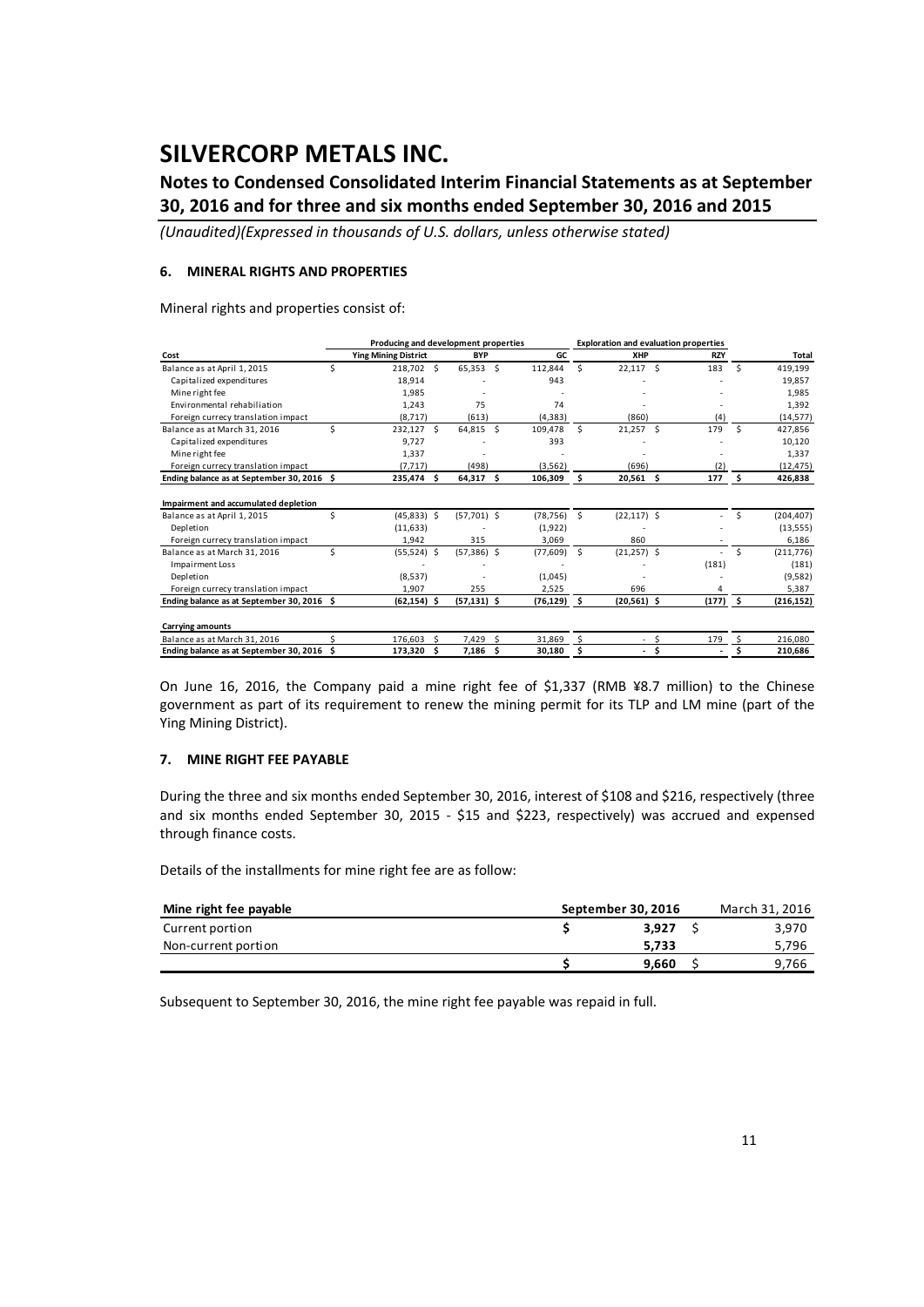# SILVERCORP METALS INC.

## Notes to Condensed Consolidated Interim Financial Statements as at September 30, 2016 and for three and six months ended September 30, 2016 and 2015

*(Unaudited)(Expressed in thousands of U.S. dollars, unless otherwise stated)*

### 6. MINERAL RIGHTS AND PROPERTIES

Mineral rights and properties consist of:

| | Producing and development properties | | | Exploration and evaluation properties | | |
|---|---|---|---|---|---|---|
| **Cost** | **Ying Mining District** | **BYP** | **GC** | **XHP** | **RZY** | **Total** |
| Balance as at April 1, 2015 | $ 218,702 | $ 65,353 | $ 112,844 | $ 22,117 | $ 183 | $ 419,199 |
| Capitalized expenditures | 18,914 | - | 943 | - | - | 19,857 |
| Mine right fee | 1,985 | - | - | - | - | 1,985 |
| Environmental rehabiliation | 1,243 | 75 | 74 | - | - | 1,392 |
| Foreign currecy translation impact | (8,717) | (613) | (4,383) | (860) | (4) | (14,577) |
| Balance as at March 31, 2016 | $ 232,127 | $ 64,815 | $ 109,478 | $ 21,257 | $ 179 | $ 427,856 |
| Capitalized expenditures | 9,727 | - | 393 | - | - | 10,120 |
| Mine right fee | 1,337 | - | - | - | - | 1,337 |
| Foreign currecy translation impact | (7,717) | (498) | (3,562) | (696) | (2) | (12,475) |
| **Ending balance as at September 30, 2016** | **$ 235,474** | **$ 64,317** | **$ 106,309** | **$ 20,561** | **$ 177** | **$ 426,838** |
| **Impairment and accumulated depletion** | | | | | | |
| Balance as at April 1, 2015 | $ (45,833) | $ (57,701) | $ (78,756) | $ (22,117) | $ - | $ (204,407) |
| Depletion | (11,633) | - | (1,922) | - | - | (13,555) |
| Foreign currecy translation impact | 1,942 | 315 | 3,069 | 860 | - | 6,186 |
| Balance as at March 31, 2016 | $ (55,524) | $ (57,386) | $ (77,609) | $ (21,257) | $ - | $ (211,776) |
| Impairment Loss | - | - | - | - | (181) | (181) |
| Depletion | (8,537) | - | (1,045) | - | - | (9,582) |
| Foreign currecy translation impact | 1,907 | 255 | 2,525 | 696 | 4 | 5,387 |
| **Ending balance as at September 30, 2016** | **$ (62,154)** | **$ (57,131)** | **$ (76,129)** | **$ (20,561)** | **$ (177)** | **$ (216,152)** |
| **Carrying amounts** | | | | | | |
| Balance as at March 31, 2016 | $ 176,603 | $ 7,429 | $ 31,869 | $ - | $ 179 | $ 216,080 |
| **Ending balance as at September 30, 2016** | **$ 173,320** | **$ 7,186** | **$ 30,180** | **$ -** | **$ -** | **$ 210,686** |

On June 16, 2016, the Company paid a mine right fee of $1,337 (RMB ¥8.7 million) to the Chinese government as part of its requirement to renew the mining permit for its TLP and LM mine (part of the Ying Mining District).

### 7. MINE RIGHT FEE PAYABLE

During the three and six months ended September 30, 2016, interest of $108 and $216, respectively (three and six months ended September 30, 2015 - $15 and $223, respectively) was accrued and expensed through finance costs.

Details of the installments for mine right fee are as follow:

| Mine right fee payable | September 30, 2016 | March 31, 2016 |
|---|---|---|
| Current portion | **$ 3,927** | $ 3,970 |
| Non-current portion | **5,733** | 5,796 |
| | **$ 9,660** | $ 9,766 |

Subsequent to September 30, 2016, the mine right fee payable was repaid in full.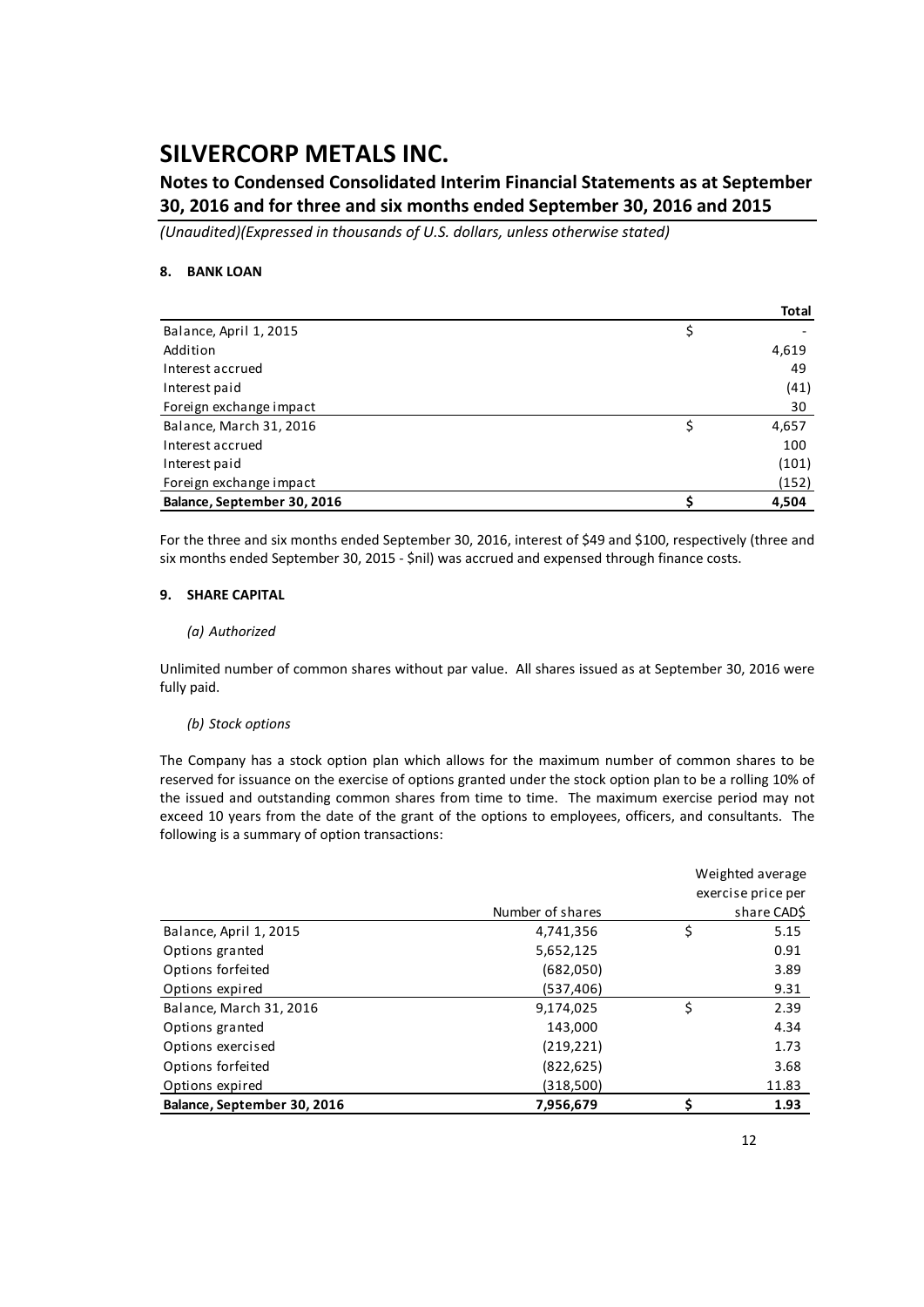# SILVERCORP METALS INC.

## Notes to Condensed Consolidated Interim Financial Statements as at September 30, 2016 and for three and six months ended September 30, 2016 and 2015

*(Unaudited)(Expressed in thousands of U.S. dollars, unless otherwise stated)*

### 8. BANK LOAN

| | | Total |
|---|---|---|
| Balance, April 1, 2015 | $ | - |
| Addition | | 4,619 |
| Interest accrued | | 49 |
| Interest paid | | (41) |
| Foreign exchange impact | | 30 |
| Balance, March 31, 2016 | $ | 4,657 |
| Interest accrued | | 100 |
| Interest paid | | (101) |
| Foreign exchange impact | | (152) |
| **Balance, September 30, 2016** | **$** | **4,504** |

For the three and six months ended September 30, 2016, interest of $49 and $100, respectively (three and six months ended September 30, 2015 - $nil) was accrued and expensed through finance costs.

### 9. SHARE CAPITAL

*(a) Authorized*

Unlimited number of common shares without par value. All shares issued as at September 30, 2016 were fully paid.

*(b) Stock options*

The Company has a stock option plan which allows for the maximum number of common shares to be reserved for issuance on the exercise of options granted under the stock option plan to be a rolling 10% of the issued and outstanding common shares from time to time. The maximum exercise period may not exceed 10 years from the date of the grant of the options to employees, officers, and consultants. The following is a summary of option transactions:

| | Number of shares | | Weighted average exercise price per share CAD$ |
|---|---|---|---|
| Balance, April 1, 2015 | 4,741,356 | $ | 5.15 |
| Options granted | 5,652,125 | | 0.91 |
| Options forfeited | (682,050) | | 3.89 |
| Options expired | (537,406) | | 9.31 |
| Balance, March 31, 2016 | 9,174,025 | $ | 2.39 |
| Options granted | 143,000 | | 4.34 |
| Options exercised | (219,221) | | 1.73 |
| Options forfeited | (822,625) | | 3.68 |
| Options expired | (318,500) | | 11.83 |
| **Balance, September 30, 2016** | **7,956,679** | **$** | **1.93** |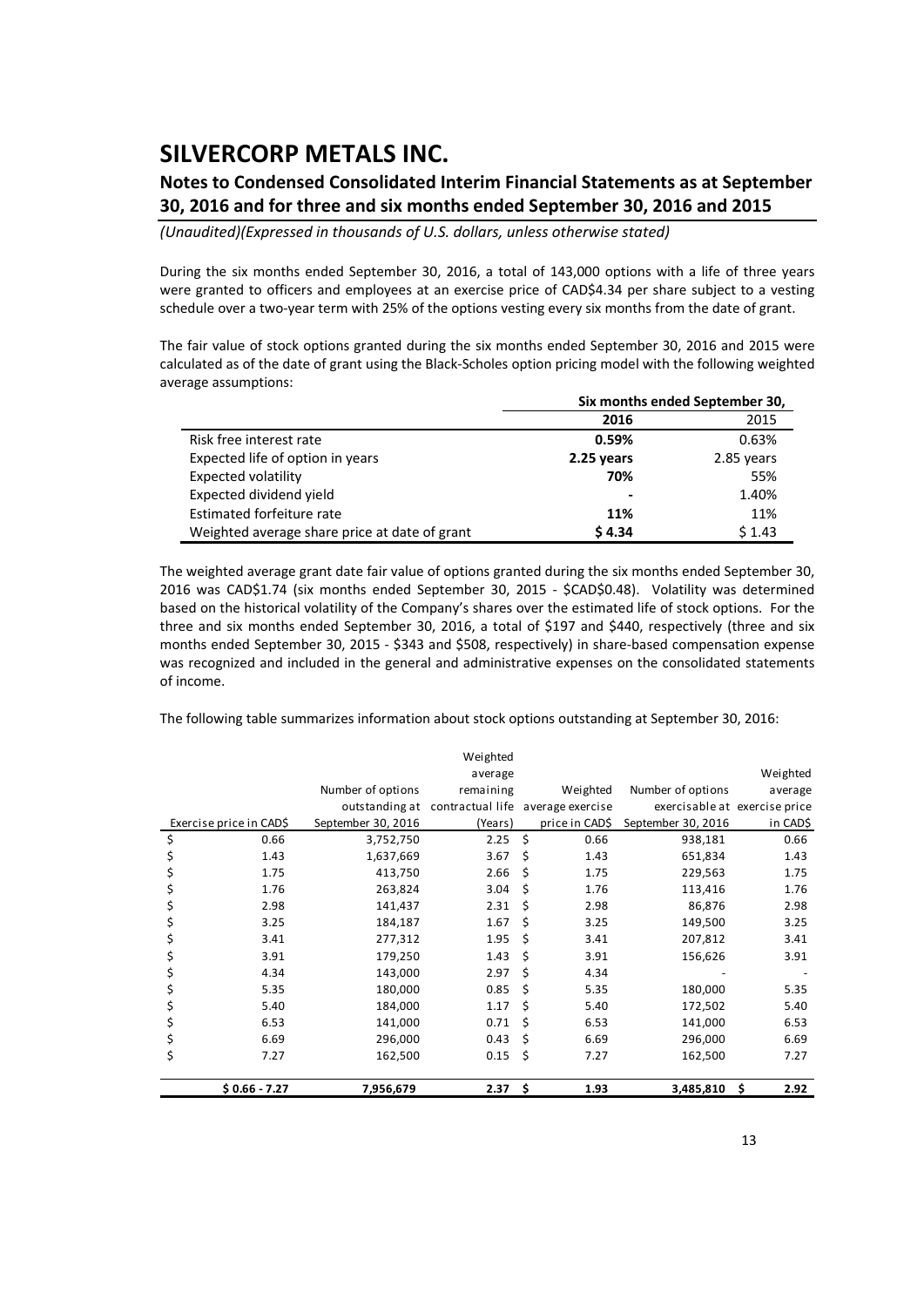# SILVERCORP METALS INC.

## Notes to Condensed Consolidated Interim Financial Statements as at September 30, 2016 and for three and six months ended September 30, 2016 and 2015

*(Unaudited)(Expressed in thousands of U.S. dollars, unless otherwise stated)*

During the six months ended September 30, 2016, a total of 143,000 options with a life of three years were granted to officers and employees at an exercise price of CAD$4.34 per share subject to a vesting schedule over a two-year term with 25% of the options vesting every six months from the date of grant.

The fair value of stock options granted during the six months ended September 30, 2016 and 2015 were calculated as of the date of grant using the Black-Scholes option pricing model with the following weighted average assumptions:

| | Six months ended September 30, | |
|---|---|---|
| | **2016** | 2015 |
| Risk free interest rate | **0.59%** | 0.63% |
| Expected life of option in years | **2.25 years** | 2.85 years |
| Expected volatility | **70%** | 55% |
| Expected dividend yield | **-** | 1.40% |
| Estimated forfeiture rate | **11%** | 11% |
| Weighted average share price at date of grant | **$ 4.34** | $ 1.43 |

The weighted average grant date fair value of options granted during the six months ended September 30, 2016 was CAD$1.74 (six months ended September 30, 2015 - $CAD$0.48). Volatility was determined based on the historical volatility of the Company's shares over the estimated life of stock options. For the three and six months ended September 30, 2016, a total of $197 and $440, respectively (three and six months ended September 30, 2015 - $343 and $508, respectively) in share-based compensation expense was recognized and included in the general and administrative expenses on the consolidated statements of income.

The following table summarizes information about stock options outstanding at September 30, 2016:

| Exercise price in CAD$ | Number of options outstanding at September 30, 2016 | Weighted average remaining contractual life (Years) | Weighted average exercise price in CAD$ | Number of options exercisable at September 30, 2016 | Weighted average exercise price in CAD$ |
|---|---|---|---|---|---|
| $ 0.66 | 3,752,750 | 2.25 | $ 0.66 | 938,181 | 0.66 |
| $ 1.43 | 1,637,669 | 3.67 | $ 1.43 | 651,834 | 1.43 |
| $ 1.75 | 413,750 | 2.66 | $ 1.75 | 229,563 | 1.75 |
| $ 1.76 | 263,824 | 3.04 | $ 1.76 | 113,416 | 1.76 |
| $ 2.98 | 141,437 | 2.31 | $ 2.98 | 86,876 | 2.98 |
| $ 3.25 | 184,187 | 1.67 | $ 3.25 | 149,500 | 3.25 |
| $ 3.41 | 277,312 | 1.95 | $ 3.41 | 207,812 | 3.41 |
| $ 3.91 | 179,250 | 1.43 | $ 3.91 | 156,626 | 3.91 |
| $ 4.34 | 143,000 | 2.97 | $ 4.34 | - | - |
| $ 5.35 | 180,000 | 0.85 | $ 5.35 | 180,000 | 5.35 |
| $ 5.40 | 184,000 | 1.17 | $ 5.40 | 172,502 | 5.40 |
| $ 6.53 | 141,000 | 0.71 | $ 6.53 | 141,000 | 6.53 |
| $ 6.69 | 296,000 | 0.43 | $ 6.69 | 296,000 | 6.69 |
| $ 7.27 | 162,500 | 0.15 | $ 7.27 | 162,500 | 7.27 |
| **$ 0.66 - 7.27** | **7,956,679** | **2.37** | **$ 1.93** | **3,485,810** | **$ 2.92** |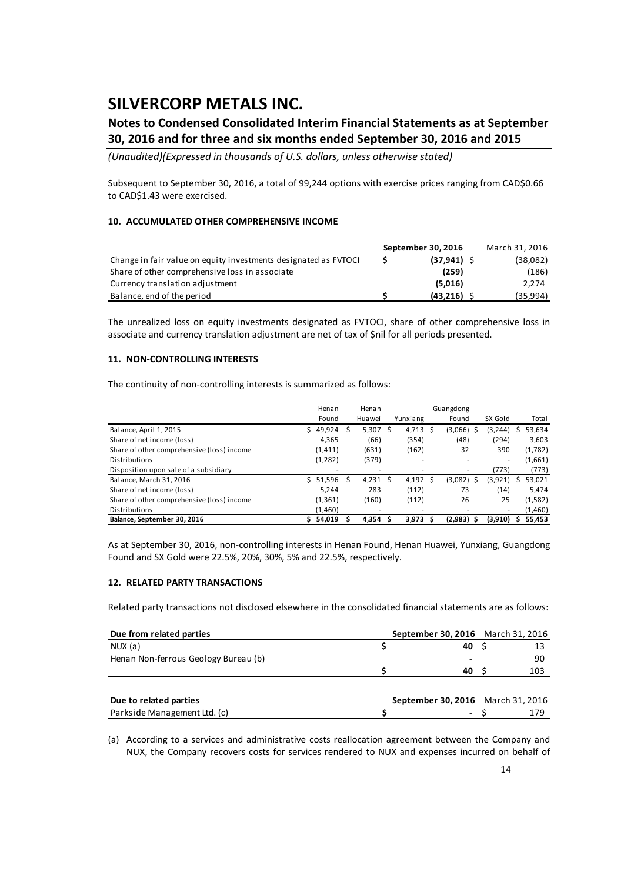# SILVERCORP METALS INC.

## Notes to Condensed Consolidated Interim Financial Statements as at September 30, 2016 and for three and six months ended September 30, 2016 and 2015

*(Unaudited)(Expressed in thousands of U.S. dollars, unless otherwise stated)*

Subsequent to September 30, 2016, a total of 99,244 options with exercise prices ranging from CAD$0.66 to CAD$1.43 were exercised.

### 10. ACCUMULATED OTHER COMPREHENSIVE INCOME

| | **September 30, 2016** | March 31, 2016 |
|---|---|---|
| Change in fair value on equity investments designated as FVTOCI | **$ (37,941)** | $ (38,082) |
| Share of other comprehensive loss in associate | **(259)** | (186) |
| Currency translation adjustment | **(5,016)** | 2,274 |
| Balance, end of the period | **$ (43,216)** | $ (35,994) |

The unrealized loss on equity investments designated as FVTOCI, share of other comprehensive loss in associate and currency translation adjustment are net of tax of $nil for all periods presented.

### 11. NON-CONTROLLING INTERESTS

The continuity of non-controlling interests is summarized as follows:

| | Henan Found | Henan Huawei | Yunxiang | Guangdong Found | SX Gold | Total |
|---|---|---|---|---|---|---|
| Balance, April 1, 2015 | $ 49,924 | $ 5,307 | $ 4,713 | $ (3,066) | $ (3,244) | $ 53,634 |
| Share of net income (loss) | 4,365 | (66) | (354) | (48) | (294) | 3,603 |
| Share of other comprehensive (loss) income | (1,411) | (631) | (162) | 32 | 390 | (1,782) |
| Distributions | (1,282) | (379) | - | - | - | (1,661) |
| Disposition upon sale of a subsidiary | - | - | - | - | (773) | (773) |
| Balance, March 31, 2016 | $ 51,596 | $ 4,231 | $ 4,197 | $ (3,082) | $ (3,921) | $ 53,021 |
| Share of net income (loss) | 5,244 | 283 | (112) | 73 | (14) | 5,474 |
| Share of other comprehensive (loss) income | (1,361) | (160) | (112) | 26 | 25 | (1,582) |
| Distributions | (1,460) | - | - | - | - | (1,460) |
| **Balance, September 30, 2016** | **$ 54,019** | **$ 4,354** | **$ 3,973** | **$ (2,983)** | **$ (3,910)** | **$ 55,453** |

As at September 30, 2016, non-controlling interests in Henan Found, Henan Huawei, Yunxiang, Guangdong Found and SX Gold were 22.5%, 20%, 30%, 5% and 22.5%, respectively.

### 12. RELATED PARTY TRANSACTIONS

Related party transactions not disclosed elsewhere in the consolidated financial statements are as follows:

| **Due from related parties** | **September 30, 2016** | March 31, 2016 |
|---|---|---|
| NUX (a) | $ 40 | $ 13 |
| Henan Non-ferrous Geology Bureau (b) | - | 90 |
| | $ 40 | $ 103 |

| **Due to related parties** | **September 30, 2016** | March 31, 2016 |
|---|---|---|
| Parkside Management Ltd. (c) | $ - | $ 179 |

(a) According to a services and administrative costs reallocation agreement between the Company and NUX, the Company recovers costs for services rendered to NUX and expenses incurred on behalf of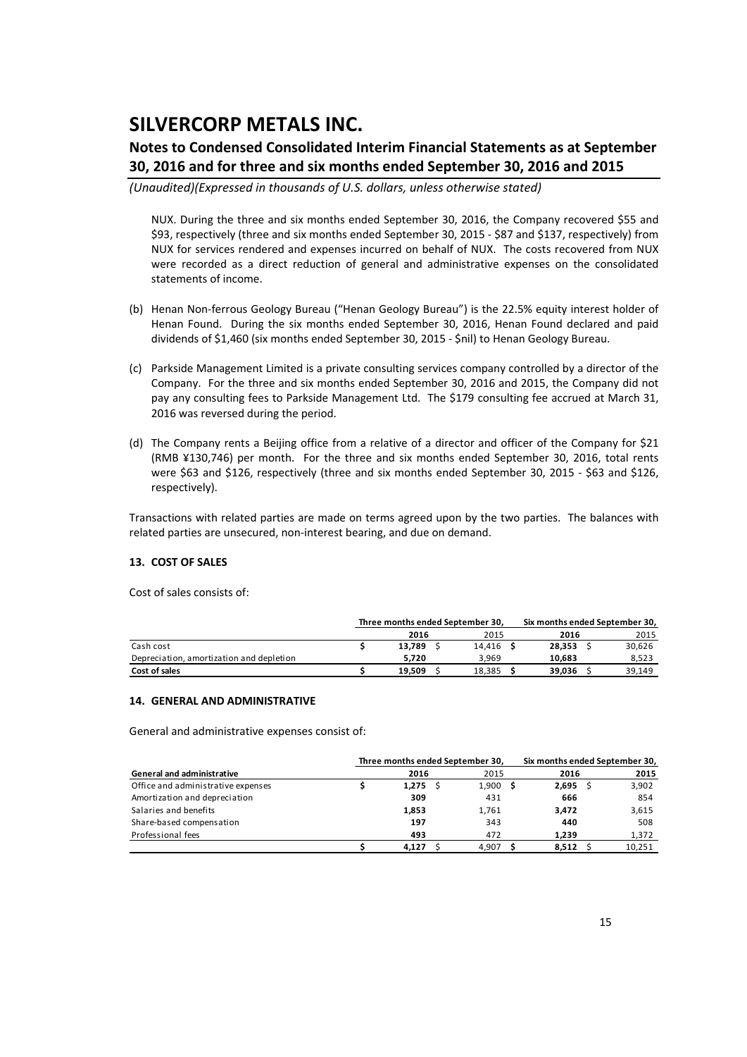NUX. During the three and six months ended September 30, 2016, the Company recovered \$55 and \$93, respectively (three and six months ended September 30, 2015 - \$87 and \$137, respectively) from NUX for services rendered and expenses incurred on behalf of NUX. The costs recovered from NUX were recorded as a direct reduction of general and administrative expenses on the consolidated statements of income.

(b) Henan Non-ferrous Geology Bureau ("Henan Geology Bureau") is the 22.5% equity interest holder of Henan Found. During the six months ended September 30, 2016, Henan Found declared and paid dividends of \$1,460 (six months ended September 30, 2015 - \$nil) to Henan Geology Bureau.

(c) Parkside Management Limited is a private consulting services company controlled by a director of the Company. For the three and six months ended September 30, 2016 and 2015, the Company did not pay any consulting fees to Parkside Management Ltd. The \$179 consulting fee accrued at March 31, 2016 was reversed during the period.

(d) The Company rents a Beijing office from a relative of a director and officer of the Company for \$21 (RMB ¥130,746) per month. For the three and six months ended September 30, 2016, total rents were \$63 and \$126, respectively (three and six months ended September 30, 2015 - \$63 and \$126, respectively).

Transactions with related parties are made on terms agreed upon by the two parties. The balances with related parties are unsecured, non-interest bearing, and due on demand.

**13. COST OF SALES**

Cost of sales consists of:

| | Three months ended September 30, | | Six months ended September 30, | |
|---|---|---|---|---|
| | **2016** | 2015 | **2016** | 2015 |
| Cash cost | **\$ 13,789** | \$ 14,416 | **\$ 28,353** | \$ 30,626 |
| Depreciation, amortization and depletion | **5,720** | 3,969 | **10,683** | 8,523 |
| **Cost of sales** | **\$ 19,509** | \$ 18,385 | **\$ 39,036** | \$ 39,149 |

**14. GENERAL AND ADMINISTRATIVE**

General and administrative expenses consist of:

| | Three months ended September 30, | | Six months ended September 30, | |
|---|---|---|---|---|
| **General and administrative** | **2016** | 2015 | **2016** | **2015** |
| Office and administrative expenses | **\$ 1,275** | \$ 1,900 | **\$ 2,695** | \$ 3,902 |
| Amortization and depreciation | **309** | 431 | **666** | 854 |
| Salaries and benefits | **1,853** | 1,761 | **3,472** | 3,615 |
| Share-based compensation | **197** | 343 | **440** | 508 |
| Professional fees | **493** | 472 | **1,239** | 1,372 |
| | **\$ 4,127** | \$ 4,907 | **\$ 8,512** | \$ 10,251 |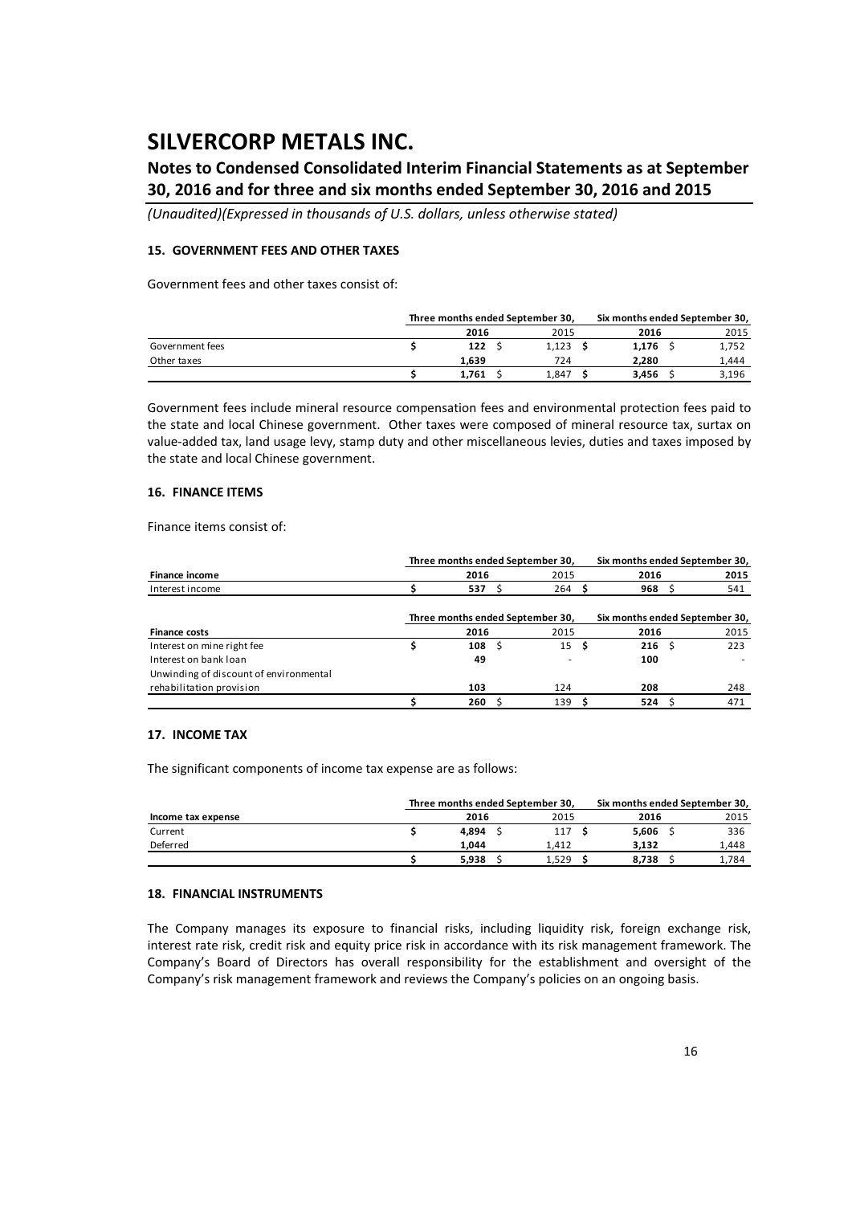# SILVERCORP METALS INC.

## Notes to Condensed Consolidated Interim Financial Statements as at September 30, 2016 and for three and six months ended September 30, 2016 and 2015

*(Unaudited)(Expressed in thousands of U.S. dollars, unless otherwise stated)*

### 15. GOVERNMENT FEES AND OTHER TAXES

Government fees and other taxes consist of:

| | Three months ended September 30, | | Six months ended September 30, | |
|---|---|---|---|---|
| | **2016** | 2015 | **2016** | 2015 |
| Government fees | **$ 122** | $ 1,123 | **$ 1,176** | $ 1,752 |
| Other taxes | **1,639** | 724 | **2,280** | 1,444 |
| | **$ 1,761** | $ 1,847 | **$ 3,456** | $ 3,196 |

Government fees include mineral resource compensation fees and environmental protection fees paid to the state and local Chinese government. Other taxes were composed of mineral resource tax, surtax on value-added tax, land usage levy, stamp duty and other miscellaneous levies, duties and taxes imposed by the state and local Chinese government.

### 16. FINANCE ITEMS

Finance items consist of:

| | Three months ended September 30, | | Six months ended September 30, | |
|---|---|---|---|---|
| **Finance income** | **2016** | 2015 | **2016** | **2015** |
| Interest income | **$ 537** | $ 264 | **$ 968** | $ 541 |

| | Three months ended September 30, | | Six months ended September 30, | |
|---|---|---|---|---|
| **Finance costs** | **2016** | 2015 | **2016** | 2015 |
| Interest on mine right fee | **$ 108** | $ 15 | **$ 216** | $ 223 |
| Interest on bank loan | **49** | - | **100** | - |
| Unwinding of discount of environmental rehabilitation provision | **103** | 124 | **208** | 248 |
| | **$ 260** | $ 139 | **$ 524** | $ 471 |

### 17. INCOME TAX

The significant components of income tax expense are as follows:

| | Three months ended September 30, | | Six months ended September 30, | |
|---|---|---|---|---|
| **Income tax expense** | **2016** | 2015 | **2016** | 2015 |
| Current | **$ 4,894** | $ 117 | **$ 5,606** | $ 336 |
| Deferred | **1,044** | 1,412 | **3,132** | 1,448 |
| | **$ 5,938** | $ 1,529 | **$ 8,738** | $ 1,784 |

### 18. FINANCIAL INSTRUMENTS

The Company manages its exposure to financial risks, including liquidity risk, foreign exchange risk, interest rate risk, credit risk and equity price risk in accordance with its risk management framework. The Company's Board of Directors has overall responsibility for the establishment and oversight of the Company's risk management framework and reviews the Company's policies on an ongoing basis.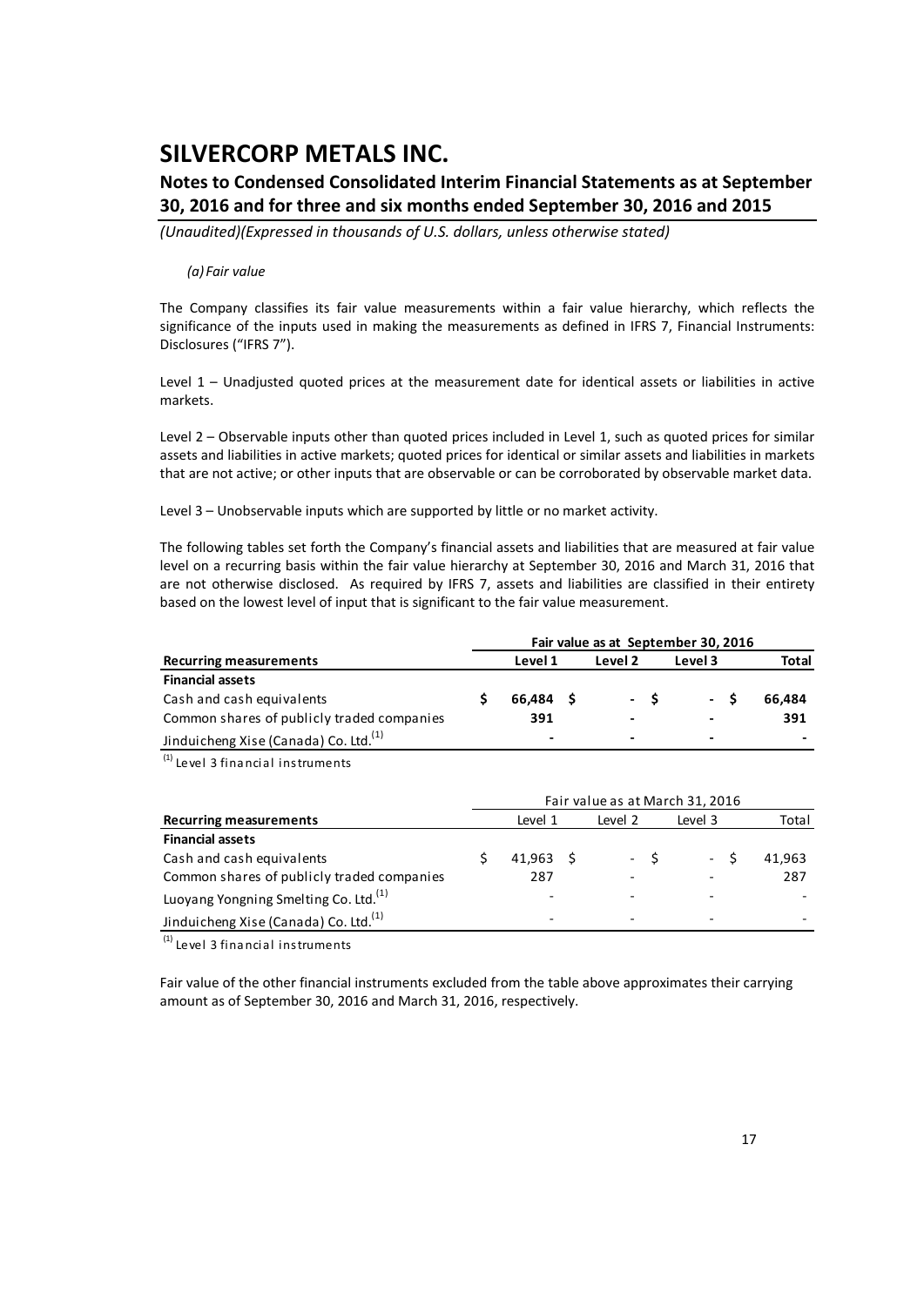# SILVERCORP METALS INC.

## Notes to Condensed Consolidated Interim Financial Statements as at September 30, 2016 and for three and six months ended September 30, 2016 and 2015

*(Unaudited)(Expressed in thousands of U.S. dollars, unless otherwise stated)*

*(a) Fair value*

The Company classifies its fair value measurements within a fair value hierarchy, which reflects the significance of the inputs used in making the measurements as defined in IFRS 7, Financial Instruments: Disclosures ("IFRS 7").

Level 1 – Unadjusted quoted prices at the measurement date for identical assets or liabilities in active markets.

Level 2 – Observable inputs other than quoted prices included in Level 1, such as quoted prices for similar assets and liabilities in active markets; quoted prices for identical or similar assets and liabilities in markets that are not active; or other inputs that are observable or can be corroborated by observable market data.

Level 3 – Unobservable inputs which are supported by little or no market activity.

The following tables set forth the Company's financial assets and liabilities that are measured at fair value level on a recurring basis within the fair value hierarchy at September 30, 2016 and March 31, 2016 that are not otherwise disclosed. As required by IFRS 7, assets and liabilities are classified in their entirety based on the lowest level of input that is significant to the fair value measurement.

| | Fair value as at September 30, 2016 | | | |
|---|---|---|---|---|
| **Recurring measurements** | **Level 1** | **Level 2** | **Level 3** | **Total** |
| **Financial assets** | | | | |
| Cash and cash equivalents | **$ 66,484** | **$ -** | **$ -** | **$ 66,484** |
| Common shares of publicly traded companies | **391** | **-** | **-** | **391** |
| Jinduicheng Xise (Canada) Co. Ltd.[1] | **-** | **-** | **-** | **-** |

[1] Level 3 financial instruments

| | Fair value as at March 31, 2016 | | | |
|---|---|---|---|---|
| **Recurring measurements** | Level 1 | Level 2 | Level 3 | Total |
| **Financial assets** | | | | |
| Cash and cash equivalents | $ 41,963 | $ - | $ - | $ 41,963 |
| Common shares of publicly traded companies | 287 | - | - | 287 |
| Luoyang Yongning Smelting Co. Ltd.[1] | - | - | - | - |
| Jinduicheng Xise (Canada) Co. Ltd.[1] | - | - | - | - |

[1] Level 3 financial instruments

Fair value of the other financial instruments excluded from the table above approximates their carrying amount as of September 30, 2016 and March 31, 2016, respectively.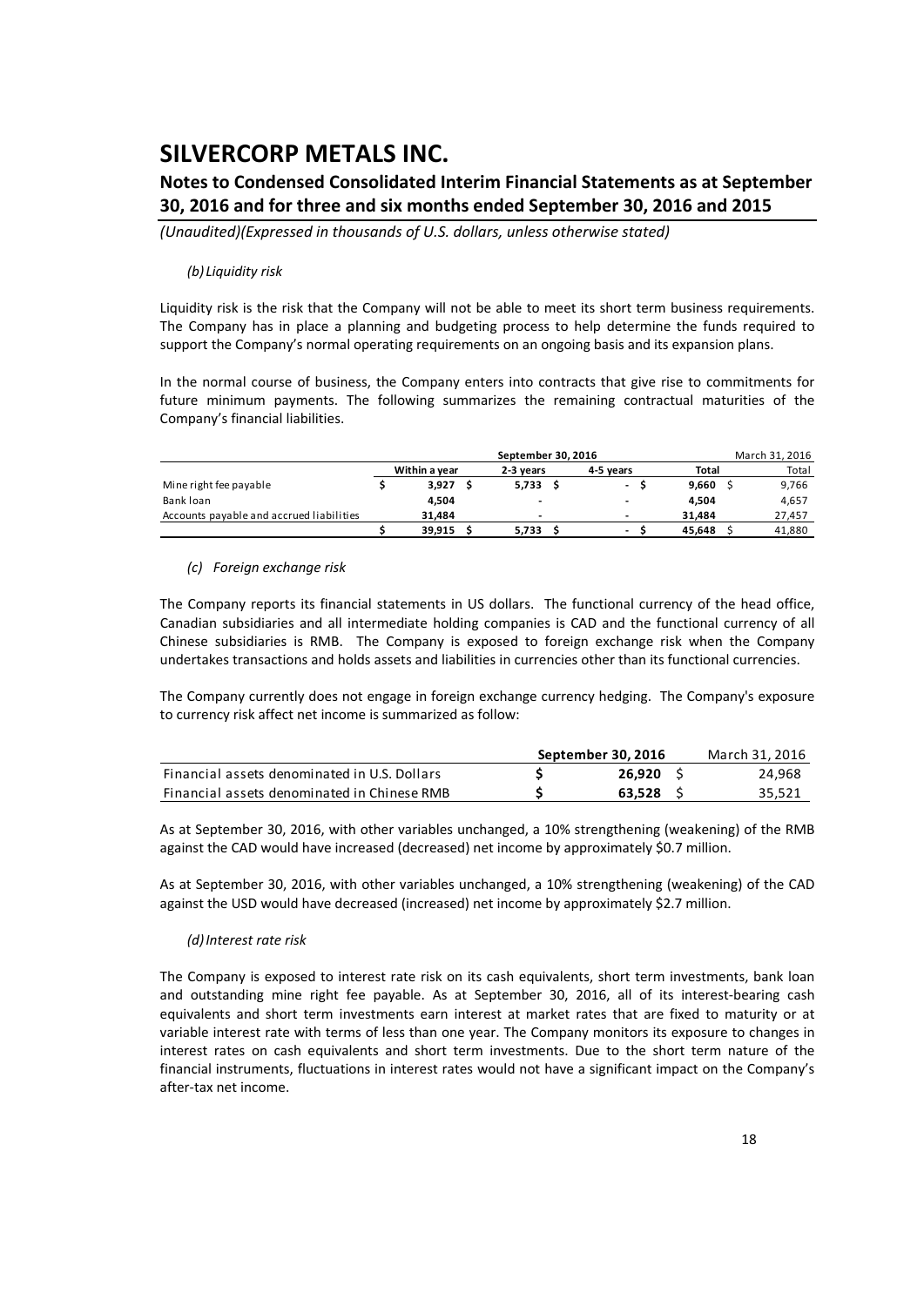*(b) Liquidity risk*

Liquidity risk is the risk that the Company will not be able to meet its short term business requirements. The Company has in place a planning and budgeting process to help determine the funds required to support the Company's normal operating requirements on an ongoing basis and its expansion plans.

In the normal course of business, the Company enters into contracts that give rise to commitments for future minimum payments. The following summarizes the remaining contractual maturities of the Company's financial liabilities.

| | September 30, 2016 | | | | March 31, 2016 |
|---|---|---|---|---|---|
| | **Within a year** | **2-3 years** | **4-5 years** | **Total** | Total |
| Mine right fee payable | $ **3,927** | $ **5,733** | $ **-** | $ **9,660** | $ 9,766 |
| Bank loan | **4,504** | **-** | **-** | **4,504** | 4,657 |
| Accounts payable and accrued liabilities | **31,484** | **-** | **-** | **31,484** | 27,457 |
| | $ **39,915** | $ **5,733** | $ **-** | $ **45,648** | $ 41,880 |

*(c) Foreign exchange risk*

The Company reports its financial statements in US dollars. The functional currency of the head office, Canadian subsidiaries and all intermediate holding companies is CAD and the functional currency of all Chinese subsidiaries is RMB. The Company is exposed to foreign exchange risk when the Company undertakes transactions and holds assets and liabilities in currencies other than its functional currencies.

The Company currently does not engage in foreign exchange currency hedging. The Company's exposure to currency risk affect net income is summarized as follow:

| | **September 30, 2016** | March 31, 2016 |
|---|---|---|
| Financial assets denominated in U.S. Dollars | $ **26,920** | $ 24,968 |
| Financial assets denominated in Chinese RMB | $ **63,528** | $ 35,521 |

As at September 30, 2016, with other variables unchanged, a 10% strengthening (weakening) of the RMB against the CAD would have increased (decreased) net income by approximately $0.7 million.

As at September 30, 2016, with other variables unchanged, a 10% strengthening (weakening) of the CAD against the USD would have decreased (increased) net income by approximately $2.7 million.

*(d) Interest rate risk*

The Company is exposed to interest rate risk on its cash equivalents, short term investments, bank loan and outstanding mine right fee payable. As at September 30, 2016, all of its interest-bearing cash equivalents and short term investments earn interest at market rates that are fixed to maturity or at variable interest rate with terms of less than one year. The Company monitors its exposure to changes in interest rates on cash equivalents and short term investments. Due to the short term nature of the financial instruments, fluctuations in interest rates would not have a significant impact on the Company's after-tax net income.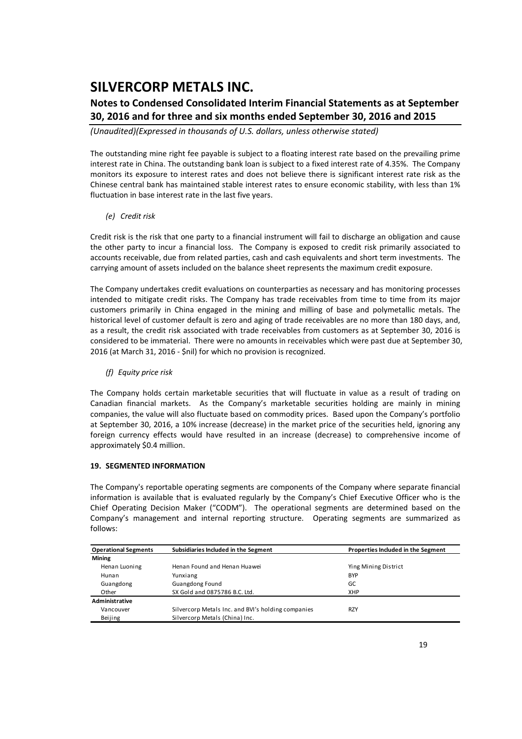# SILVERCORP METALS INC.

## Notes to Condensed Consolidated Interim Financial Statements as at September 30, 2016 and for three and six months ended September 30, 2016 and 2015

*(Unaudited)(Expressed in thousands of U.S. dollars, unless otherwise stated)*

The outstanding mine right fee payable is subject to a floating interest rate based on the prevailing prime interest rate in China. The outstanding bank loan is subject to a fixed interest rate of 4.35%. The Company monitors its exposure to interest rates and does not believe there is significant interest rate risk as the Chinese central bank has maintained stable interest rates to ensure economic stability, with less than 1% fluctuation in base interest rate in the last five years.

*(e) Credit risk*

Credit risk is the risk that one party to a financial instrument will fail to discharge an obligation and cause the other party to incur a financial loss. The Company is exposed to credit risk primarily associated to accounts receivable, due from related parties, cash and cash equivalents and short term investments. The carrying amount of assets included on the balance sheet represents the maximum credit exposure.

The Company undertakes credit evaluations on counterparties as necessary and has monitoring processes intended to mitigate credit risks. The Company has trade receivables from time to time from its major customers primarily in China engaged in the mining and milling of base and polymetallic metals. The historical level of customer default is zero and aging of trade receivables are no more than 180 days, and, as a result, the credit risk associated with trade receivables from customers as at September 30, 2016 is considered to be immaterial. There were no amounts in receivables which were past due at September 30, 2016 (at March 31, 2016 - $nil) for which no provision is recognized.

*(f) Equity price risk*

The Company holds certain marketable securities that will fluctuate in value as a result of trading on Canadian financial markets. As the Company's marketable securities holding are mainly in mining companies, the value will also fluctuate based on commodity prices. Based upon the Company's portfolio at September 30, 2016, a 10% increase (decrease) in the market price of the securities held, ignoring any foreign currency effects would have resulted in an increase (decrease) to comprehensive income of approximately $0.4 million.

### 19. SEGMENTED INFORMATION

The Company's reportable operating segments are components of the Company where separate financial information is available that is evaluated regularly by the Company's Chief Executive Officer who is the Chief Operating Decision Maker ("CODM"). The operational segments are determined based on the Company's management and internal reporting structure. Operating segments are summarized as follows:

| Operational Segments | Subsidiaries Included in the Segment | Properties Included in the Segment |
|---|---|---|
| **Mining** | | |
| Henan Luoning | Henan Found and Henan Huawei | Ying Mining District |
| Hunan | Yunxiang | BYP |
| Guangdong | Guangdong Found | GC |
| Other | SX Gold and 0875786 B.C. Ltd. | XHP |
| **Administrative** | | |
| Vancouver | Silvercorp Metals Inc. and BVI's holding companies | RZY |
| Beijing | Silvercorp Metals (China) Inc. | |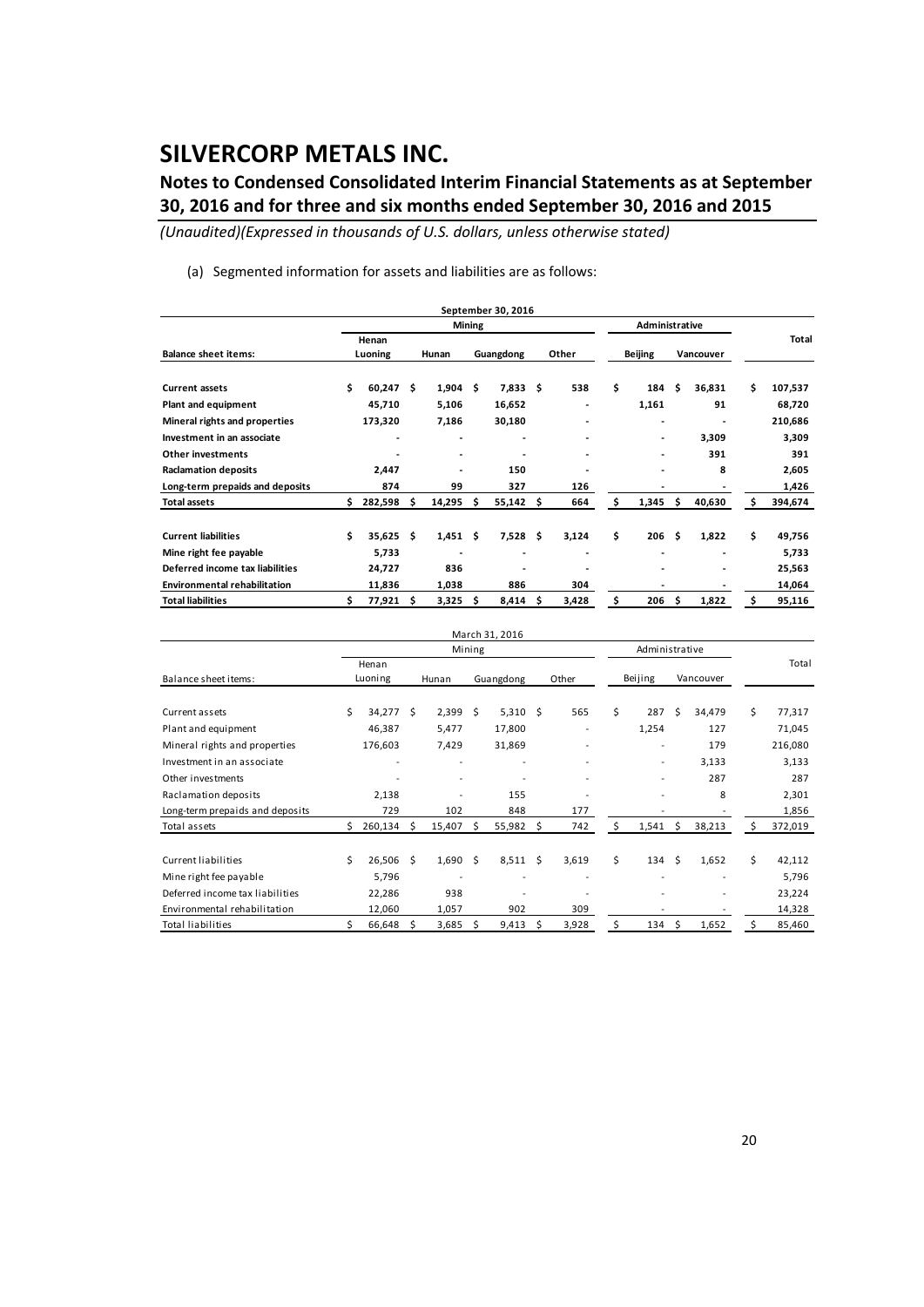# SILVERCORP METALS INC.

## Notes to Condensed Consolidated Interim Financial Statements as at September 30, 2016 and for three and six months ended September 30, 2016 and 2015

*(Unaudited)(Expressed in thousands of U.S. dollars, unless otherwise stated)*

(a) Segmented information for assets and liabilities are as follows:

| September 30, 2016 | | | | | | | |
|---|---|---|---|---|---|---|---|
| | Mining | | | | Administrative | | |
| **Balance sheet items:** | **Henan Luoning** | **Hunan** | **Guangdong** | **Other** | **Beijing** | **Vancouver** | **Total** |
| **Current assets** | $ 60,247 | $ 1,904 | $ 7,833 | $ 538 | $ 184 | $ 36,831 | $ 107,537 |
| **Plant and equipment** | 45,710 | 5,106 | 16,652 | - | 1,161 | 91 | 68,720 |
| **Mineral rights and properties** | 173,320 | 7,186 | 30,180 | - | - | - | 210,686 |
| **Investment in an associate** | - | - | - | - | - | 3,309 | 3,309 |
| **Other investments** | - | - | - | - | - | 391 | 391 |
| **Reclamation deposits** | 2,447 | - | 150 | - | - | 8 | 2,605 |
| **Long-term prepaids and deposits** | 874 | 99 | 327 | 126 | - | - | 1,426 |
| **Total assets** | $ 282,598 | $ 14,295 | $ 55,142 | $ 664 | $ 1,345 | $ 40,630 | $ 394,674 |
| | | | | | | | |
| **Current liabilities** | $ 35,625 | $ 1,451 | $ 7,528 | $ 3,124 | $ 206 | $ 1,822 | $ 49,756 |
| **Mine right fee payable** | 5,733 | - | - | - | - | - | 5,733 |
| **Deferred income tax liabilities** | 24,727 | 836 | - | - | - | - | 25,563 |
| **Environmental rehabilitation** | 11,836 | 1,038 | 886 | 304 | - | - | 14,064 |
| **Total liabilities** | $ 77,921 | $ 3,325 | $ 8,414 | $ 3,428 | $ 206 | $ 1,822 | $ 95,116 |

| March 31, 2016 | | | | | | | |
|---|---|---|---|---|---|---|---|
| | Mining | | | | Administrative | | |
| Balance sheet items: | Henan Luoning | Hunan | Guangdong | Other | Beijing | Vancouver | Total |
| Current assets | $ 34,277 | $ 2,399 | $ 5,310 | $ 565 | $ 287 | $ 34,479 | $ 77,317 |
| Plant and equipment | 46,387 | 5,477 | 17,800 | - | 1,254 | 127 | 71,045 |
| Mineral rights and properties | 176,603 | 7,429 | 31,869 | - | - | 179 | 216,080 |
| Investment in an associate | - | - | - | - | - | 3,133 | 3,133 |
| Other investments | - | - | - | - | - | 287 | 287 |
| Raclamation deposits | 2,138 | - | 155 | - | - | 8 | 2,301 |
| Long-term prepaids and deposits | 729 | 102 | 848 | 177 | - | - | 1,856 |
| Total assets | $ 260,134 | $ 15,407 | $ 55,982 | $ 742 | $ 1,541 | $ 38,213 | $ 372,019 |
| | | | | | | | |
| Current liabilities | $ 26,506 | $ 1,690 | $ 8,511 | $ 3,619 | $ 134 | $ 1,652 | $ 42,112 |
| Mine right fee payable | 5,796 | - | - | - | - | - | 5,796 |
| Deferred income tax liabilities | 22,286 | 938 | - | - | - | - | 23,224 |
| Environmental rehabilitation | 12,060 | 1,057 | 902 | 309 | - | - | 14,328 |
| Total liabilities | $ 66,648 | $ 3,685 | $ 9,413 | $ 3,928 | $ 134 | $ 1,652 | $ 85,460 |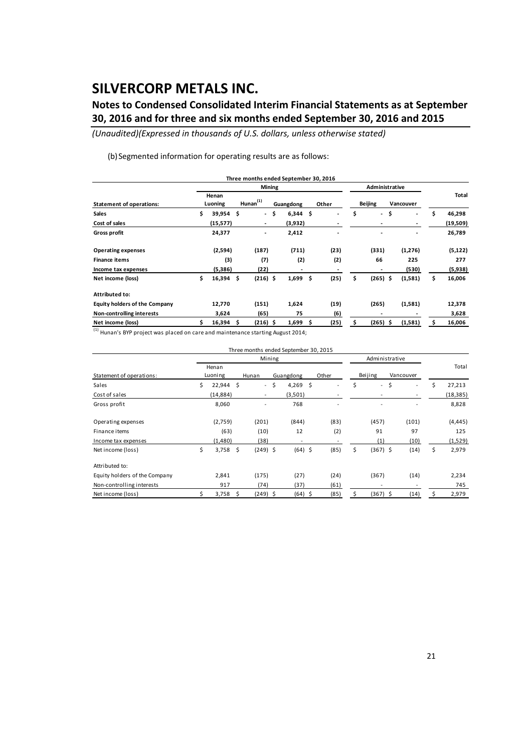# SILVERCORP METALS INC.

## Notes to Condensed Consolidated Interim Financial Statements as at September 30, 2016 and for three and six months ended September 30, 2016 and 2015

*(Unaudited)(Expressed in thousands of U.S. dollars, unless otherwise stated)*

(b) Segmented information for operating results are as follows:

| Three months ended September 30, 2016 | | | | | | | |
|---|---|---|---|---|---|---|---|
| | Mining | | | | Administrative | | Total |
| **Statement of operations:** | **Henan Luoning** | **Hunan[(1)]** | **Guangdong** | **Other** | **Beijing** | **Vancouver** | |
| **Sales** | $ 39,954 | $ - | $ 6,344 | $ - | $ - | $ - | $ 46,298 |
| **Cost of sales** | (15,577) | - | (3,932) | - | - | - | (19,509) |
| **Gross profit** | 24,377 | - | 2,412 | - | - | - | 26,789 |
| **Operating expenses** | (2,594) | (187) | (711) | (23) | (331) | (1,276) | (5,122) |
| **Finance items** | (3) | (7) | (2) | (2) | 66 | 225 | 277 |
| **Income tax expenses** | (5,386) | (22) | - | - | - | (530) | (5,938) |
| **Net income (loss)** | $ 16,394 | $ (216) | $ 1,699 | $ (25) | $ (265) | $ (1,581) | $ 16,006 |
| **Attributed to:** | | | | | | | |
| **Equity holders of the Company** | 12,770 | (151) | 1,624 | (19) | (265) | (1,581) | 12,378 |
| **Non-controlling interests** | 3,624 | (65) | 75 | (6) | - | - | 3,628 |
| **Net income (loss)** | $ 16,394 | $ (216) | $ 1,699 | $ (25) | $ (265) | $ (1,581) | $ 16,006 |

[(1)] Hunan's BYP project was placed on care and maintenance starting August 2014;

| Three months ended September 30, 2015 | | | | | | | |
|---|---|---|---|---|---|---|---|
| | Mining | | | | Administrative | | Total |
| Statement of operations: | Henan Luoning | Hunan | Guangdong | Other | Beijing | Vancouver | |
| Sales | $ 22,944 | $ - | $ 4,269 | $ - | $ - | $ - | $ 27,213 |
| Cost of sales | (14,884) | - | (3,501) | - | - | - | (18,385) |
| Gross profit | 8,060 | - | 768 | - | - | - | 8,828 |
| Operating expenses | (2,759) | (201) | (844) | (83) | (457) | (101) | (4,445) |
| Finance items | (63) | (10) | 12 | (2) | 91 | 97 | 125 |
| Income tax expenses | (1,480) | (38) | - | - | (1) | (10) | (1,529) |
| Net income (loss) | $ 3,758 | $ (249) | $ (64) | $ (85) | $ (367) | $ (14) | $ 2,979 |
| Attributed to: | | | | | | | |
| Equity holders of the Company | 2,841 | (175) | (27) | (24) | (367) | (14) | 2,234 |
| Non-controlling interests | 917 | (74) | (37) | (61) | - | - | 745 |
| Net income (loss) | $ 3,758 | $ (249) | $ (64) | $ (85) | $ (367) | $ (14) | $ 2,979 |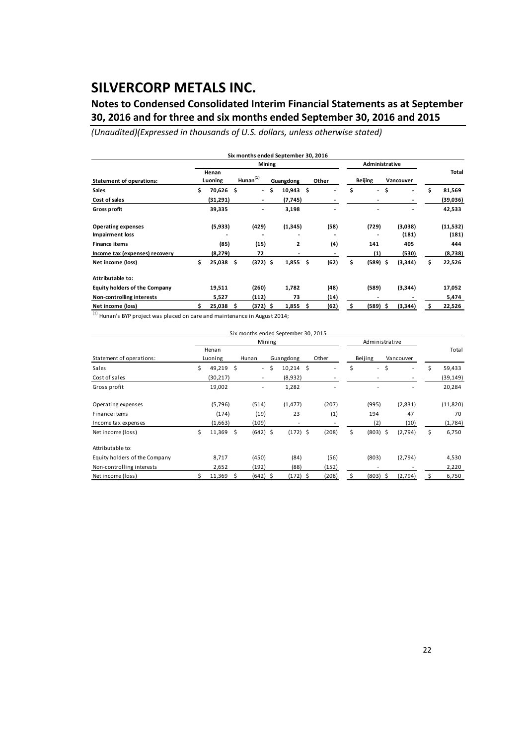# SILVERCORP METALS INC.

## Notes to Condensed Consolidated Interim Financial Statements as at September 30, 2016 and for three and six months ended September 30, 2016 and 2015

*(Unaudited)(Expressed in thousands of U.S. dollars, unless otherwise stated)*

| Six months ended September 30, 2016 | | | | | | | |
|---|---|---|---|---|---|---|---|
| | Mining | | | | Administrative | | |
| **Statement of operations:** | **Henan Luoning** | **Hunan[1]** | **Guangdong** | **Other** | **Beijing** | **Vancouver** | **Total** |
| **Sales** | $ 70,626 | $ - | $ 10,943 | $ - | $ - | $ - | $ 81,569 |
| **Cost of sales** | (31,291) | - | (7,745) | - | - | - | (39,036) |
| **Gross profit** | 39,335 | - | 3,198 | - | - | - | 42,533 |
| **Operating expenses** | (5,933) | (429) | (1,345) | (58) | (729) | (3,038) | (11,532) |
| **Impairment loss** | - | - | - | - | - | (181) | (181) |
| **Finance items** | (85) | (15) | 2 | (4) | 141 | 405 | 444 |
| **Income tax (expenses) recovery** | (8,279) | 72 | - | - | (1) | (530) | (8,738) |
| **Net income (loss)** | $ 25,038 | $ (372) | $ 1,855 | $ (62) | $ (589) | $ (3,344) | $ 22,526 |
| **Attributable to:** | | | | | | | |
| **Equity holders of the Company** | 19,511 | (260) | 1,782 | (48) | (589) | (3,344) | 17,052 |
| **Non-controlling interests** | 5,527 | (112) | 73 | (14) | - | - | 5,474 |
| **Net income (loss)** | $ 25,038 | $ (372) | $ 1,855 | $ (62) | $ (589) | $ (3,344) | $ 22,526 |

[1] Hunan's BYP project was placed on care and maintenance in August 2014;

| Six months ended September 30, 2015 | | | | | | | |
|---|---|---|---|---|---|---|---|
| | Mining | | | | Administrative | | |
| Statement of operations: | Henan Luoning | Hunan | Guangdong | Other | Beijing | Vancouver | Total |
| Sales | $ 49,219 | $ - | $ 10,214 | $ - | $ - | $ - | $ 59,433 |
| Cost of sales | (30,217) | - | (8,932) | - | - | - | (39,149) |
| Gross profit | 19,002 | - | 1,282 | - | - | - | 20,284 |
| Operating expenses | (5,796) | (514) | (1,477) | (207) | (995) | (2,831) | (11,820) |
| Finance items | (174) | (19) | 23 | (1) | 194 | 47 | 70 |
| Income tax expenses | (1,663) | (109) | - | - | (2) | (10) | (1,784) |
| Net income (loss) | $ 11,369 | $ (642) | $ (172) | $ (208) | $ (803) | $ (2,794) | $ 6,750 |
| Attributable to: | | | | | | | |
| Equity holders of the Company | 8,717 | (450) | (84) | (56) | (803) | (2,794) | 4,530 |
| Non-controlling interests | 2,652 | (192) | (88) | (152) | - | - | 2,220 |
| Net income (loss) | $ 11,369 | $ (642) | $ (172) | $ (208) | $ (803) | $ (2,794) | $ 6,750 |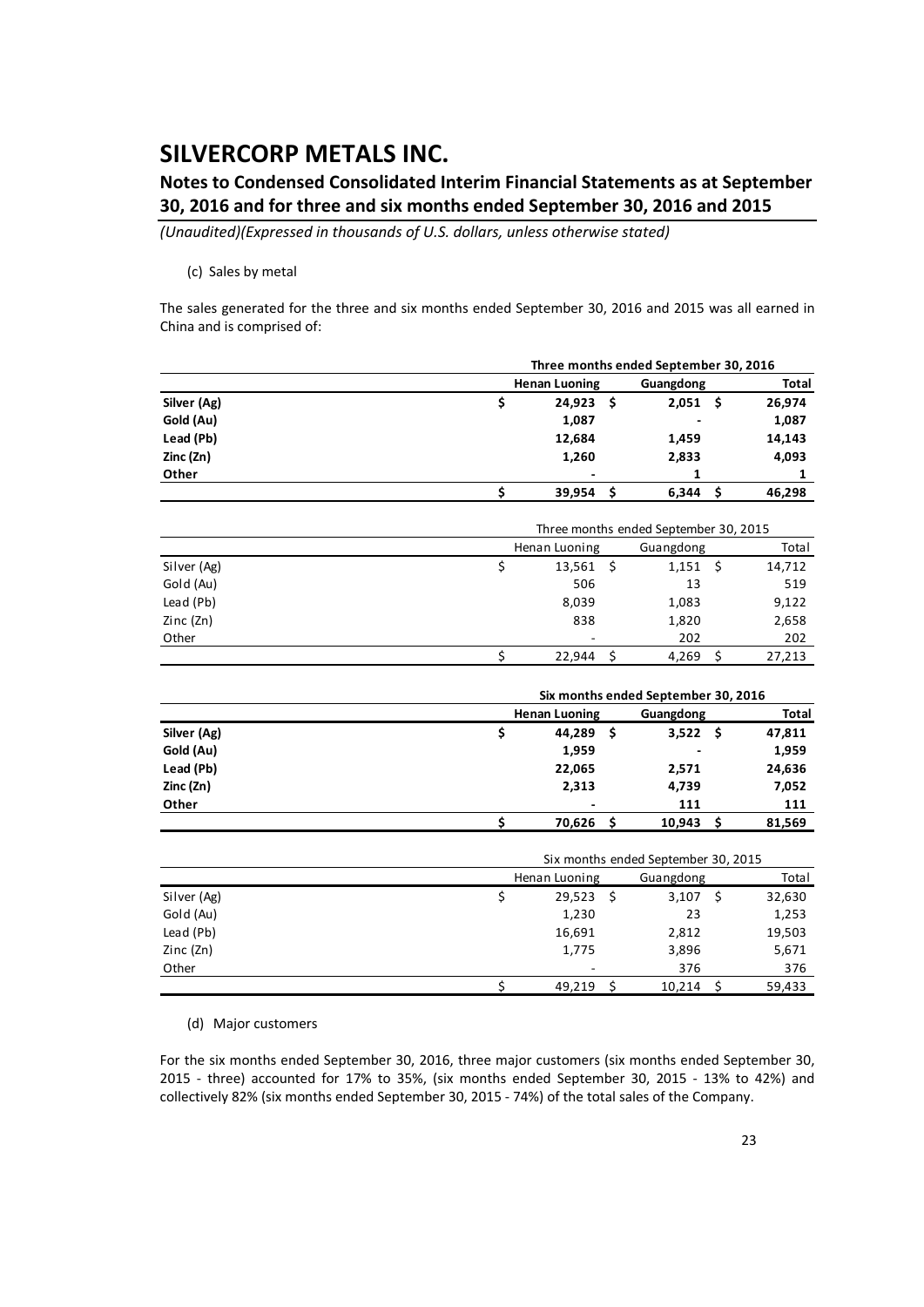# SILVERCORP METALS INC.

## Notes to Condensed Consolidated Interim Financial Statements as at September 30, 2016 and for three and six months ended September 30, 2016 and 2015

*(Unaudited)(Expressed in thousands of U.S. dollars, unless otherwise stated)*

(c) Sales by metal

The sales generated for the three and six months ended September 30, 2016 and 2015 was all earned in China and is comprised of:

| | Three months ended September 30, 2016 | | |
|---|---|---|---|
| | **Henan Luoning** | **Guangdong** | **Total** |
| **Silver (Ag)** | **$ 24,923** | **$ 2,051** | **$ 26,974** |
| **Gold (Au)** | **1,087** | **-** | **1,087** |
| **Lead (Pb)** | **12,684** | **1,459** | **14,143** |
| **Zinc (Zn)** | **1,260** | **2,833** | **4,093** |
| **Other** | **-** | **1** | **1** |
| | **$ 39,954** | **$ 6,344** | **$ 46,298** |

| | Three months ended September 30, 2015 | | |
|---|---|---|---|
| | Henan Luoning | Guangdong | Total |
| Silver (Ag) | $ 13,561 | $ 1,151 | $ 14,712 |
| Gold (Au) | 506 | 13 | 519 |
| Lead (Pb) | 8,039 | 1,083 | 9,122 |
| Zinc (Zn) | 838 | 1,820 | 2,658 |
| Other | - | 202 | 202 |
| | $ 22,944 | $ 4,269 | $ 27,213 |

| | Six months ended September 30, 2016 | | |
|---|---|---|---|
| | **Henan Luoning** | **Guangdong** | **Total** |
| **Silver (Ag)** | **$ 44,289** | **$ 3,522** | **$ 47,811** |
| **Gold (Au)** | **1,959** | **-** | **1,959** |
| **Lead (Pb)** | **22,065** | **2,571** | **24,636** |
| **Zinc (Zn)** | **2,313** | **4,739** | **7,052** |
| **Other** | **-** | **111** | **111** |
| | **$ 70,626** | **$ 10,943** | **$ 81,569** |

| | Six months ended September 30, 2015 | | |
|---|---|---|---|
| | Henan Luoning | Guangdong | Total |
| Silver (Ag) | $ 29,523 | $ 3,107 | $ 32,630 |
| Gold (Au) | 1,230 | 23 | 1,253 |
| Lead (Pb) | 16,691 | 2,812 | 19,503 |
| Zinc (Zn) | 1,775 | 3,896 | 5,671 |
| Other | - | 376 | 376 |
| | $ 49,219 | $ 10,214 | $ 59,433 |

(d) Major customers

For the six months ended September 30, 2016, three major customers (six months ended September 30, 2015 - three) accounted for 17% to 35%, (six months ended September 30, 2015 - 13% to 42%) and collectively 82% (six months ended September 30, 2015 - 74%) of the total sales of the Company.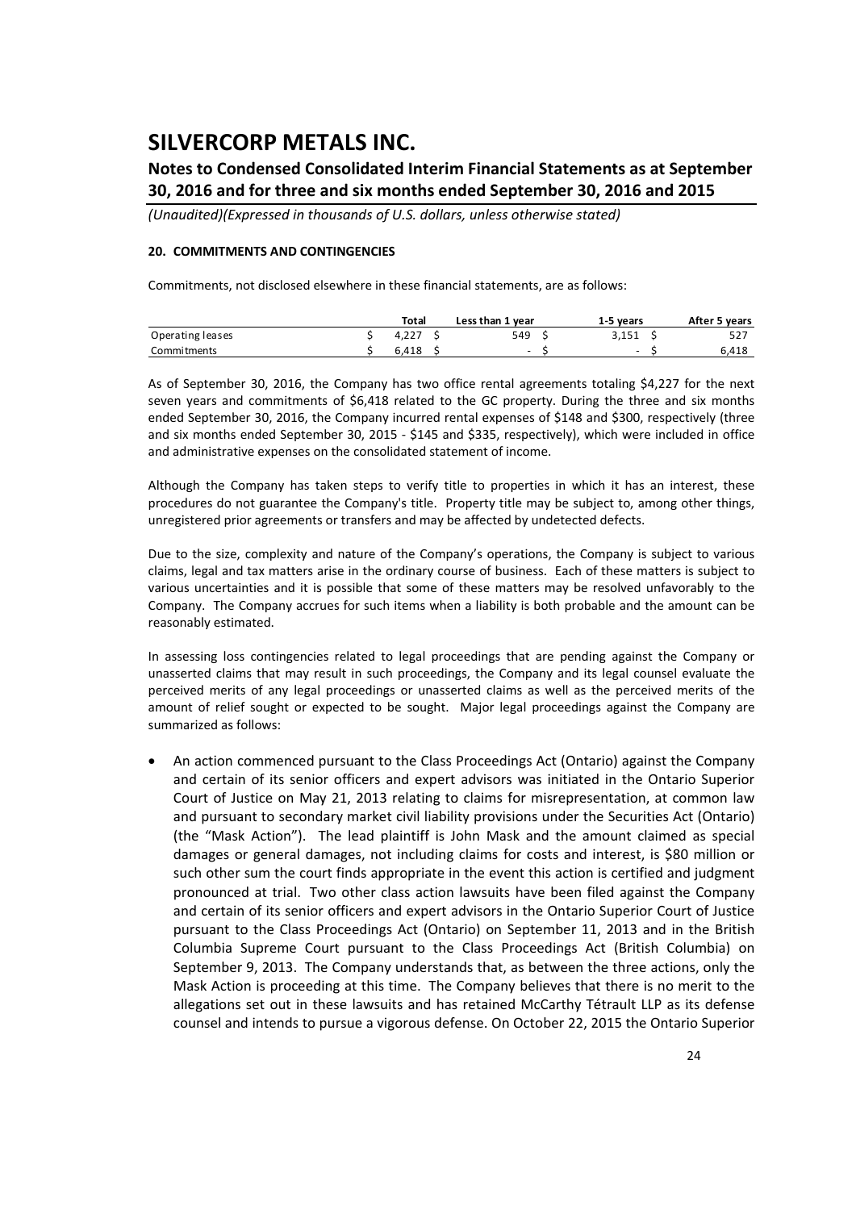# SILVERCORP METALS INC.

## Notes to Condensed Consolidated Interim Financial Statements as at September 30, 2016 and for three and six months ended September 30, 2016 and 2015

*(Unaudited)(Expressed in thousands of U.S. dollars, unless otherwise stated)*

**20. COMMITMENTS AND CONTINGENCIES**

Commitments, not disclosed elsewhere in these financial statements, are as follows:

| | Total | Less than 1 year | 1-5 years | After 5 years |
|---|---|---|---|---|
| Operating leases | $ 4,227 | $ 549 | $ 3,151 | $ 527 |
| Commitments | $ 6,418 | $ - | $ - | $ 6,418 |

As of September 30, 2016, the Company has two office rental agreements totaling $4,227 for the next seven years and commitments of $6,418 related to the GC property. During the three and six months ended September 30, 2016, the Company incurred rental expenses of $148 and $300, respectively (three and six months ended September 30, 2015 - $145 and $335, respectively), which were included in office and administrative expenses on the consolidated statement of income.

Although the Company has taken steps to verify title to properties in which it has an interest, these procedures do not guarantee the Company's title. Property title may be subject to, among other things, unregistered prior agreements or transfers and may be affected by undetected defects.

Due to the size, complexity and nature of the Company's operations, the Company is subject to various claims, legal and tax matters arise in the ordinary course of business. Each of these matters is subject to various uncertainties and it is possible that some of these matters may be resolved unfavorably to the Company. The Company accrues for such items when a liability is both probable and the amount can be reasonably estimated.

In assessing loss contingencies related to legal proceedings that are pending against the Company or unasserted claims that may result in such proceedings, the Company and its legal counsel evaluate the perceived merits of any legal proceedings or unasserted claims as well as the perceived merits of the amount of relief sought or expected to be sought. Major legal proceedings against the Company are summarized as follows:

- An action commenced pursuant to the Class Proceedings Act (Ontario) against the Company and certain of its senior officers and expert advisors was initiated in the Ontario Superior Court of Justice on May 21, 2013 relating to claims for misrepresentation, at common law and pursuant to secondary market civil liability provisions under the Securities Act (Ontario) (the "Mask Action"). The lead plaintiff is John Mask and the amount claimed as special damages or general damages, not including claims for costs and interest, is $80 million or such other sum the court finds appropriate in the event this action is certified and judgment pronounced at trial. Two other class action lawsuits have been filed against the Company and certain of its senior officers and expert advisors in the Ontario Superior Court of Justice pursuant to the Class Proceedings Act (Ontario) on September 11, 2013 and in the British Columbia Supreme Court pursuant to the Class Proceedings Act (British Columbia) on September 9, 2013. The Company understands that, as between the three actions, only the Mask Action is proceeding at this time. The Company believes that there is no merit to the allegations set out in these lawsuits and has retained McCarthy Tétrault LLP as its defense counsel and intends to pursue a vigorous defense. On October 22, 2015 the Ontario Superior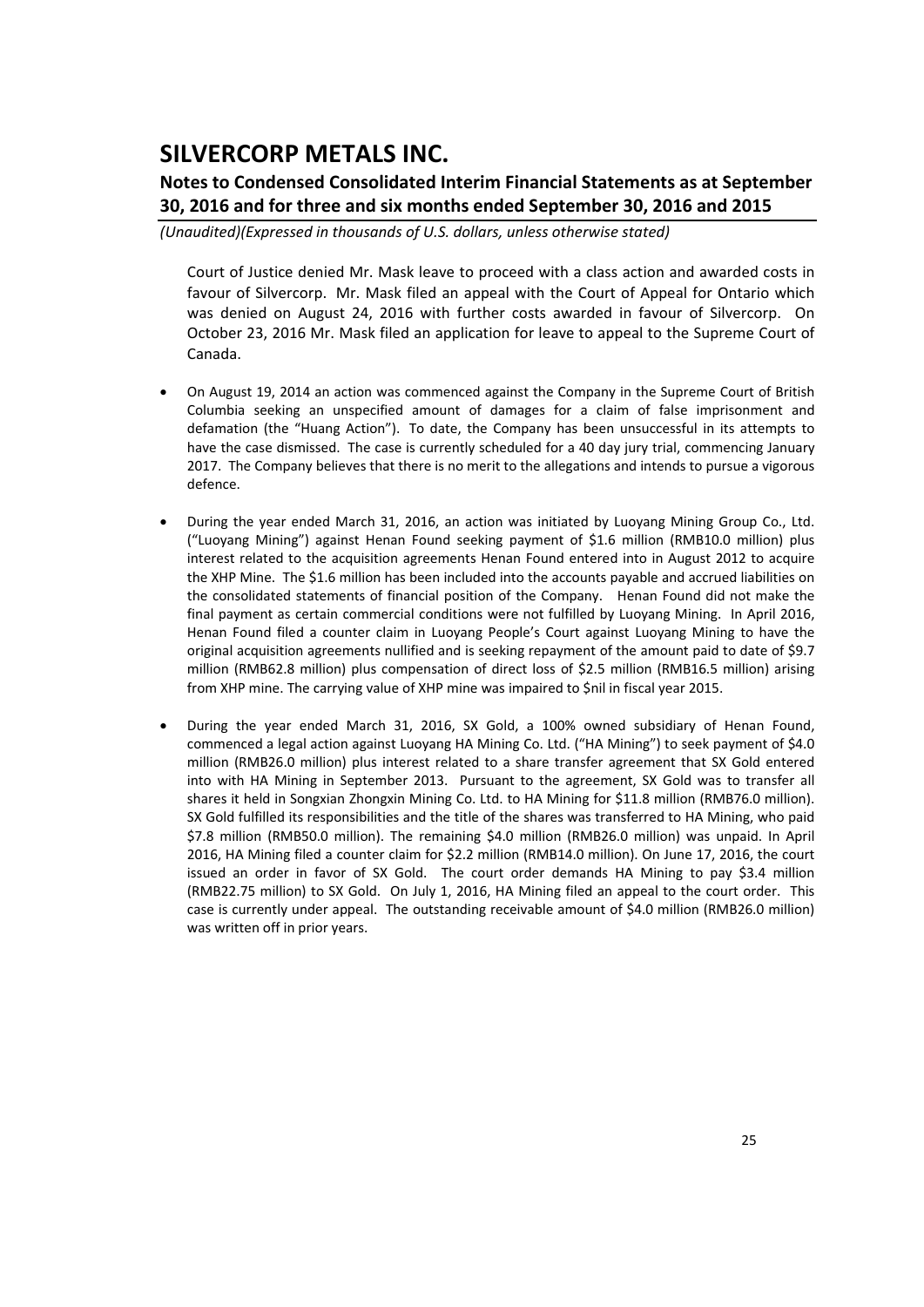Court of Justice denied Mr. Mask leave to proceed with a class action and awarded costs in favour of Silvercorp. Mr. Mask filed an appeal with the Court of Appeal for Ontario which was denied on August 24, 2016 with further costs awarded in favour of Silvercorp. On October 23, 2016 Mr. Mask filed an application for leave to appeal to the Supreme Court of Canada.

- On August 19, 2014 an action was commenced against the Company in the Supreme Court of British Columbia seeking an unspecified amount of damages for a claim of false imprisonment and defamation (the "Huang Action"). To date, the Company has been unsuccessful in its attempts to have the case dismissed. The case is currently scheduled for a 40 day jury trial, commencing January 2017. The Company believes that there is no merit to the allegations and intends to pursue a vigorous defence.

- During the year ended March 31, 2016, an action was initiated by Luoyang Mining Group Co., Ltd. ("Luoyang Mining") against Henan Found seeking payment of $1.6 million (RMB10.0 million) plus interest related to the acquisition agreements Henan Found entered into in August 2012 to acquire the XHP Mine. The $1.6 million has been included into the accounts payable and accrued liabilities on the consolidated statements of financial position of the Company. Henan Found did not make the final payment as certain commercial conditions were not fulfilled by Luoyang Mining. In April 2016, Henan Found filed a counter claim in Luoyang People's Court against Luoyang Mining to have the original acquisition agreements nullified and is seeking repayment of the amount paid to date of $9.7 million (RMB62.8 million) plus compensation of direct loss of $2.5 million (RMB16.5 million) arising from XHP mine. The carrying value of XHP mine was impaired to $nil in fiscal year 2015.

- During the year ended March 31, 2016, SX Gold, a 100% owned subsidiary of Henan Found, commenced a legal action against Luoyang HA Mining Co. Ltd. ("HA Mining") to seek payment of $4.0 million (RMB26.0 million) plus interest related to a share transfer agreement that SX Gold entered into with HA Mining in September 2013. Pursuant to the agreement, SX Gold was to transfer all shares it held in Songxian Zhongxin Mining Co. Ltd. to HA Mining for $11.8 million (RMB76.0 million). SX Gold fulfilled its responsibilities and the title of the shares was transferred to HA Mining, who paid $7.8 million (RMB50.0 million). The remaining $4.0 million (RMB26.0 million) was unpaid. In April 2016, HA Mining filed a counter claim for $2.2 million (RMB14.0 million). On June 17, 2016, the court issued an order in favor of SX Gold. The court order demands HA Mining to pay $3.4 million (RMB22.75 million) to SX Gold. On July 1, 2016, HA Mining filed an appeal to the court order. This case is currently under appeal. The outstanding receivable amount of $4.0 million (RMB26.0 million) was written off in prior years.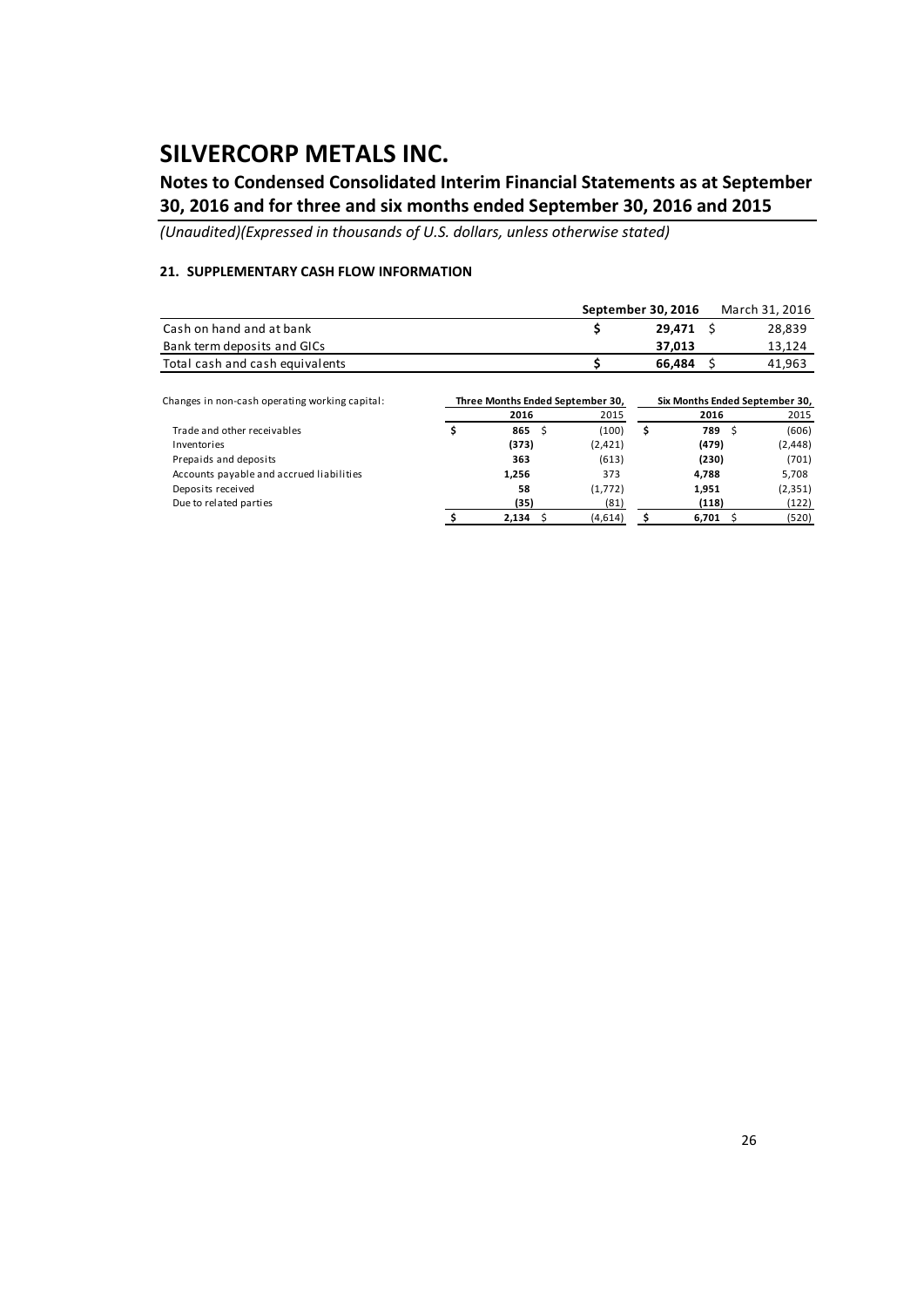# SILVERCORP METALS INC.

## Notes to Condensed Consolidated Interim Financial Statements as at September 30, 2016 and for three and six months ended September 30, 2016 and 2015

*(Unaudited)(Expressed in thousands of U.S. dollars, unless otherwise stated)*

### 21. SUPPLEMENTARY CASH FLOW INFORMATION

| | September 30, 2016 | March 31, 2016 |
|---|---|---|
| Cash on hand and at bank | $ 29,471 | $ 28,839 |
| Bank term deposits and GICs | 37,013 | 13,124 |
| Total cash and cash equivalents | $ 66,484 | $ 41,963 |

| Changes in non-cash operating working capital: | Three Months Ended September 30, | | Six Months Ended September 30, | |
|---|---|---|---|---|
| | 2016 | 2015 | 2016 | 2015 |
| Trade and other receivables | $ 865 | $ (100) | $ 789 | $ (606) |
| Inventories | (373) | (2,421) | (479) | (2,448) |
| Prepaids and deposits | 363 | (613) | (230) | (701) |
| Accounts payable and accrued liabilities | 1,256 | 373 | 4,788 | 5,708 |
| Deposits received | 58 | (1,772) | 1,951 | (2,351) |
| Due to related parties | (35) | (81) | (118) | (122) |
| | $ 2,134 | $ (4,614) | $ 6,701 | $ (520) |